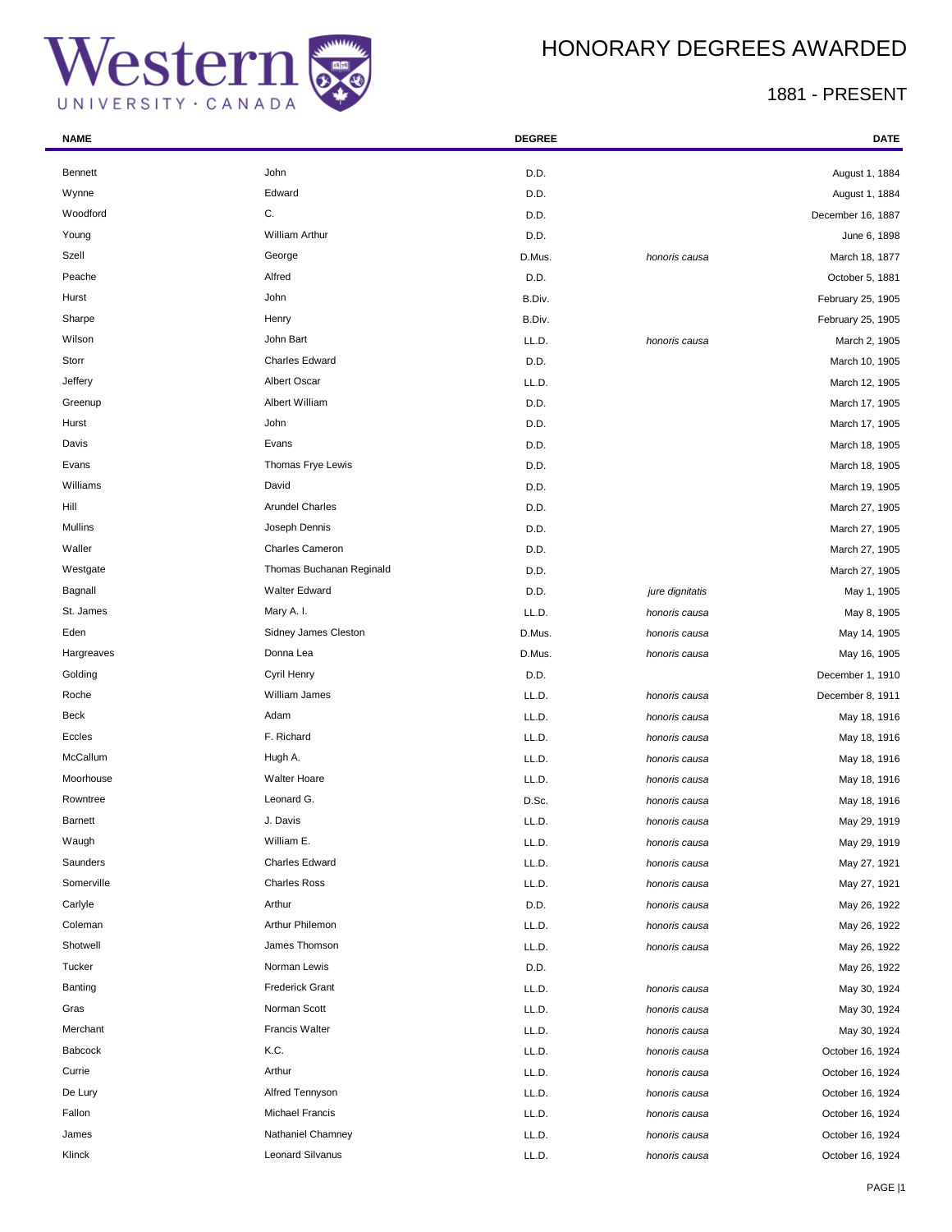# HONORARY DEGREES AWARDED

## 1881 - PRESENT

| NAME | | DEGREE | | DATE |
|---|---|---|---|---|
| Bennett | John | D.D. | | August 1, 1884 |
| Wynne | Edward | D.D. | | August 1, 1884 |
| Woodford | C. | D.D. | | December 16, 1887 |
| Young | William Arthur | D.D. | | June 6, 1898 |
| Szell | George | D.Mus. | *honoris causa* | March 18, 1877 |
| Peache | Alfred | D.D. | | October 5, 1881 |
| Hurst | John | B.Div. | | February 25, 1905 |
| Sharpe | Henry | B.Div. | | February 25, 1905 |
| Wilson | John Bart | LL.D. | *honoris causa* | March 2, 1905 |
| Storr | Charles Edward | D.D. | | March 10, 1905 |
| Jeffery | Albert Oscar | LL.D. | | March 12, 1905 |
| Greenup | Albert William | D.D. | | March 17, 1905 |
| Hurst | John | D.D. | | March 17, 1905 |
| Davis | Evans | D.D. | | March 18, 1905 |
| Evans | Thomas Frye Lewis | D.D. | | March 18, 1905 |
| Williams | David | D.D. | | March 19, 1905 |
| Hill | Arundel Charles | D.D. | | March 27, 1905 |
| Mullins | Joseph Dennis | D.D. | | March 27, 1905 |
| Waller | Charles Cameron | D.D. | | March 27, 1905 |
| Westgate | Thomas Buchanan Reginald | D.D. | | March 27, 1905 |
| Bagnall | Walter Edward | D.D. | *jure dignitatis* | May 1, 1905 |
| St. James | Mary A. I. | LL.D. | *honoris causa* | May 8, 1905 |
| Eden | Sidney James Cleston | D.Mus. | *honoris causa* | May 14, 1905 |
| Hargreaves | Donna Lea | D.Mus. | *honoris causa* | May 16, 1905 |
| Golding | Cyril Henry | D.D. | | December 1, 1910 |
| Roche | William James | LL.D. | *honoris causa* | December 8, 1911 |
| Beck | Adam | LL.D. | *honoris causa* | May 18, 1916 |
| Eccles | F. Richard | LL.D. | *honoris causa* | May 18, 1916 |
| McCallum | Hugh A. | LL.D. | *honoris causa* | May 18, 1916 |
| Moorhouse | Walter Hoare | LL.D. | *honoris causa* | May 18, 1916 |
| Rowntree | Leonard G. | D.Sc. | *honoris causa* | May 18, 1916 |
| Barnett | J. Davis | LL.D. | *honoris causa* | May 29, 1919 |
| Waugh | William E. | LL.D. | *honoris causa* | May 29, 1919 |
| Saunders | Charles Edward | LL.D. | *honoris causa* | May 27, 1921 |
| Somerville | Charles Ross | LL.D. | *honoris causa* | May 27, 1921 |
| Carlyle | Arthur | D.D. | *honoris causa* | May 26, 1922 |
| Coleman | Arthur Philemon | LL.D. | *honoris causa* | May 26, 1922 |
| Shotwell | James Thomson | LL.D. | *honoris causa* | May 26, 1922 |
| Tucker | Norman Lewis | D.D. | | May 26, 1922 |
| Banting | Frederick Grant | LL.D. | *honoris causa* | May 30, 1924 |
| Gras | Norman Scott | LL.D. | *honoris causa* | May 30, 1924 |
| Merchant | Francis Walter | LL.D. | *honoris causa* | May 30, 1924 |
| Babcock | K.C. | LL.D. | *honoris causa* | October 16, 1924 |
| Currie | Arthur | LL.D. | *honoris causa* | October 16, 1924 |
| De Lury | Alfred Tennyson | LL.D. | *honoris causa* | October 16, 1924 |
| Fallon | Michael Francis | LL.D. | *honoris causa* | October 16, 1924 |
| James | Nathaniel Chamney | LL.D. | *honoris causa* | October 16, 1924 |
| Klinck | Leonard Silvanus | LL.D. | *honoris causa* | October 16, 1924 |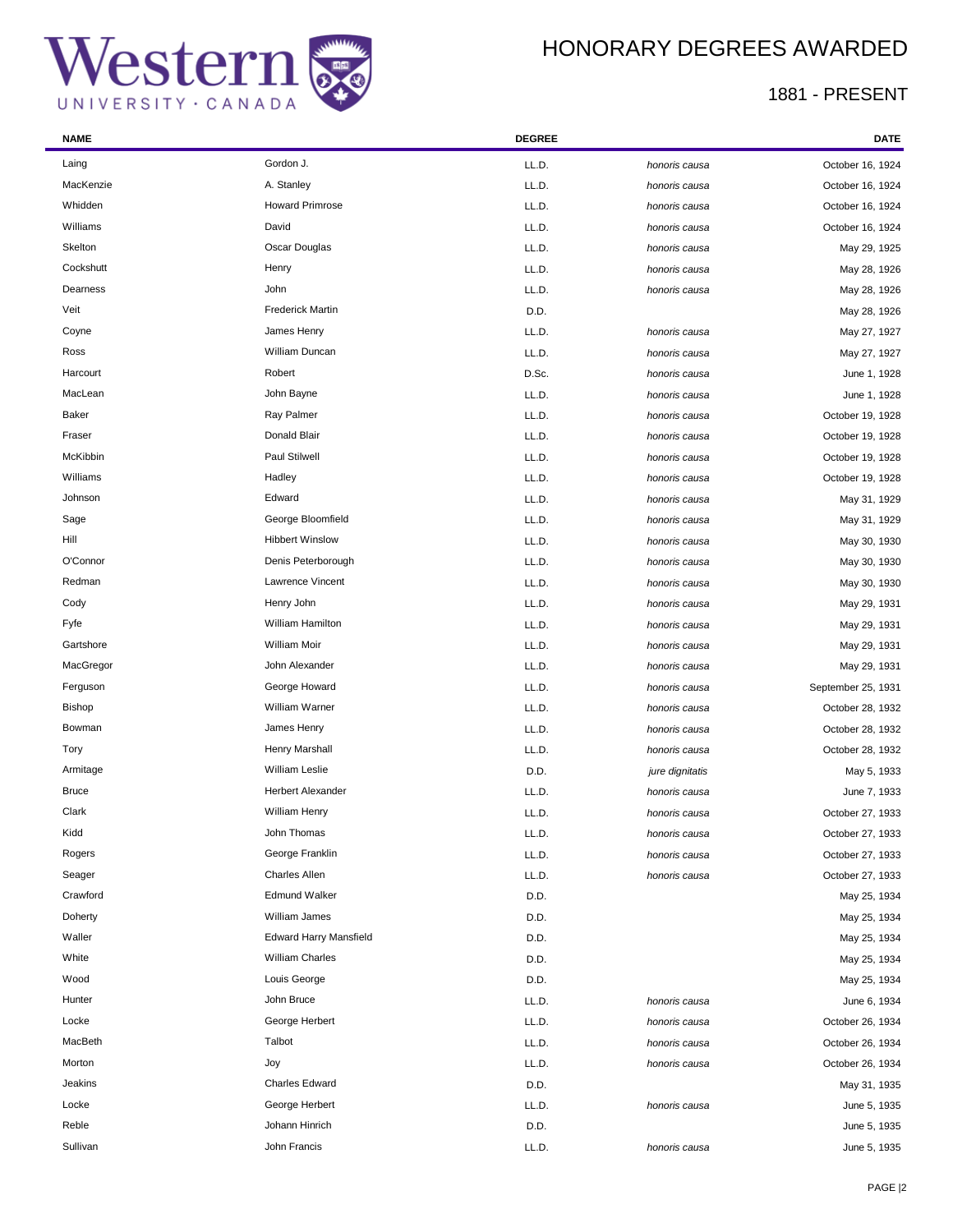| NAME | | DEGREE | | DATE |
|---|---|---|---|---|
| Laing | Gordon J. | LL.D. | *honoris causa* | October 16, 1924 |
| MacKenzie | A. Stanley | LL.D. | *honoris causa* | October 16, 1924 |
| Whidden | Howard Primrose | LL.D. | *honoris causa* | October 16, 1924 |
| Williams | David | LL.D. | *honoris causa* | October 16, 1924 |
| Skelton | Oscar Douglas | LL.D. | *honoris causa* | May 29, 1925 |
| Cockshutt | Henry | LL.D. | *honoris causa* | May 28, 1926 |
| Dearness | John | LL.D. | *honoris causa* | May 28, 1926 |
| Veit | Frederick Martin | D.D. | | May 28, 1926 |
| Coyne | James Henry | LL.D. | *honoris causa* | May 27, 1927 |
| Ross | William Duncan | LL.D. | *honoris causa* | May 27, 1927 |
| Harcourt | Robert | D.Sc. | *honoris causa* | June 1, 1928 |
| MacLean | John Bayne | LL.D. | *honoris causa* | June 1, 1928 |
| Baker | Ray Palmer | LL.D. | *honoris causa* | October 19, 1928 |
| Fraser | Donald Blair | LL.D. | *honoris causa* | October 19, 1928 |
| McKibbin | Paul Stilwell | LL.D. | *honoris causa* | October 19, 1928 |
| Williams | Hadley | LL.D. | *honoris causa* | October 19, 1928 |
| Johnson | Edward | LL.D. | *honoris causa* | May 31, 1929 |
| Sage | George Bloomfield | LL.D. | *honoris causa* | May 31, 1929 |
| Hill | Hibbert Winslow | LL.D. | *honoris causa* | May 30, 1930 |
| O'Connor | Denis Peterborough | LL.D. | *honoris causa* | May 30, 1930 |
| Redman | Lawrence Vincent | LL.D. | *honoris causa* | May 30, 1930 |
| Cody | Henry John | LL.D. | *honoris causa* | May 29, 1931 |
| Fyfe | William Hamilton | LL.D. | *honoris causa* | May 29, 1931 |
| Gartshore | William Moir | LL.D. | *honoris causa* | May 29, 1931 |
| MacGregor | John Alexander | LL.D. | *honoris causa* | May 29, 1931 |
| Ferguson | George Howard | LL.D. | *honoris causa* | September 25, 1931 |
| Bishop | William Warner | LL.D. | *honoris causa* | October 28, 1932 |
| Bowman | James Henry | LL.D. | *honoris causa* | October 28, 1932 |
| Tory | Henry Marshall | LL.D. | *honoris causa* | October 28, 1932 |
| Armitage | William Leslie | D.D. | *jure dignitatis* | May 5, 1933 |
| Bruce | Herbert Alexander | LL.D. | *honoris causa* | June 7, 1933 |
| Clark | William Henry | LL.D. | *honoris causa* | October 27, 1933 |
| Kidd | John Thomas | LL.D. | *honoris causa* | October 27, 1933 |
| Rogers | George Franklin | LL.D. | *honoris causa* | October 27, 1933 |
| Seager | Charles Allen | LL.D. | *honoris causa* | October 27, 1933 |
| Crawford | Edmund Walker | D.D. | | May 25, 1934 |
| Doherty | William James | D.D. | | May 25, 1934 |
| Waller | Edward Harry Mansfield | D.D. | | May 25, 1934 |
| White | William Charles | D.D. | | May 25, 1934 |
| Wood | Louis George | D.D. | | May 25, 1934 |
| Hunter | John Bruce | LL.D. | *honoris causa* | June 6, 1934 |
| Locke | George Herbert | LL.D. | *honoris causa* | October 26, 1934 |
| MacBeth | Talbot | LL.D. | *honoris causa* | October 26, 1934 |
| Morton | Joy | LL.D. | *honoris causa* | October 26, 1934 |
| Jeakins | Charles Edward | D.D. | | May 31, 1935 |
| Locke | George Herbert | LL.D. | *honoris causa* | June 5, 1935 |
| Reble | Johann Hinrich | D.D. | | June 5, 1935 |
| Sullivan | John Francis | LL.D. | *honoris causa* | June 5, 1935 |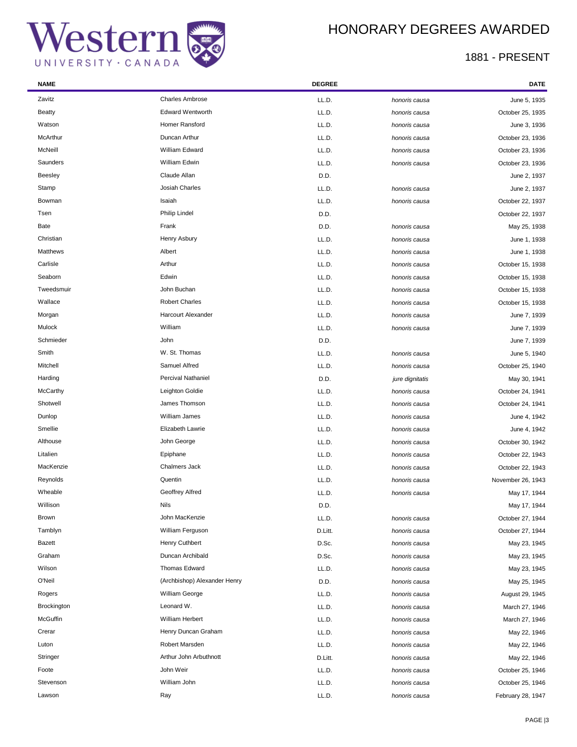# HONORARY DEGREES AWARDED

## 1881 - PRESENT

| NAME | | DEGREE | | DATE |
|---|---|---|---|---|
| Zavitz | Charles Ambrose | LL.D. | *honoris causa* | June 5, 1935 |
| Beatty | Edward Wentworth | LL.D. | *honoris causa* | October 25, 1935 |
| Watson | Homer Ransford | LL.D. | *honoris causa* | June 3, 1936 |
| McArthur | Duncan Arthur | LL.D. | *honoris causa* | October 23, 1936 |
| McNeill | William Edward | LL.D. | *honoris causa* | October 23, 1936 |
| Saunders | William Edwin | LL.D. | *honoris causa* | October 23, 1936 |
| Beesley | Claude Allan | D.D. | | June 2, 1937 |
| Stamp | Josiah Charles | LL.D. | *honoris causa* | June 2, 1937 |
| Bowman | Isaiah | LL.D. | *honoris causa* | October 22, 1937 |
| Tsen | Philip Lindel | D.D. | | October 22, 1937 |
| Bate | Frank | D.D. | *honoris causa* | May 25, 1938 |
| Christian | Henry Asbury | LL.D. | *honoris causa* | June 1, 1938 |
| Matthews | Albert | LL.D. | *honoris causa* | June 1, 1938 |
| Carlisle | Arthur | LL.D. | *honoris causa* | October 15, 1938 |
| Seaborn | Edwin | LL.D. | *honoris causa* | October 15, 1938 |
| Tweedsmuir | John Buchan | LL.D. | *honoris causa* | October 15, 1938 |
| Wallace | Robert Charles | LL.D. | *honoris causa* | October 15, 1938 |
| Morgan | Harcourt Alexander | LL.D. | *honoris causa* | June 7, 1939 |
| Mulock | William | LL.D. | *honoris causa* | June 7, 1939 |
| Schmieder | John | D.D. | | June 7, 1939 |
| Smith | W. St. Thomas | LL.D. | *honoris causa* | June 5, 1940 |
| Mitchell | Samuel Alfred | LL.D. | *honoris causa* | October 25, 1940 |
| Harding | Percival Nathaniel | D.D. | *jure dignitatis* | May 30, 1941 |
| McCarthy | Leighton Goldie | LL.D. | *honoris causa* | October 24, 1941 |
| Shotwell | James Thomson | LL.D. | *honoris causa* | October 24, 1941 |
| Dunlop | William James | LL.D. | *honoris causa* | June 4, 1942 |
| Smellie | Elizabeth Lawrie | LL.D. | *honoris causa* | June 4, 1942 |
| Althouse | John George | LL.D. | *honoris causa* | October 30, 1942 |
| Litalien | Epiphane | LL.D. | *honoris causa* | October 22, 1943 |
| MacKenzie | Chalmers Jack | LL.D. | *honoris causa* | October 22, 1943 |
| Reynolds | Quentin | LL.D. | *honoris causa* | November 26, 1943 |
| Wheable | Geoffrey Alfred | LL.D. | *honoris causa* | May 17, 1944 |
| Willison | Nils | D.D. | | May 17, 1944 |
| Brown | John MacKenzie | LL.D. | *honoris causa* | October 27, 1944 |
| Tamblyn | William Ferguson | D.Litt. | *honoris causa* | October 27, 1944 |
| Bazett | Henry Cuthbert | D.Sc. | *honoris causa* | May 23, 1945 |
| Graham | Duncan Archibald | D.Sc. | *honoris causa* | May 23, 1945 |
| Wilson | Thomas Edward | LL.D. | *honoris causa* | May 23, 1945 |
| O'Neil | (Archbishop) Alexander Henry | D.D. | *honoris causa* | May 25, 1945 |
| Rogers | William George | LL.D. | *honoris causa* | August 29, 1945 |
| Brockington | Leonard W. | LL.D. | *honoris causa* | March 27, 1946 |
| McGuffin | William Herbert | LL.D. | *honoris causa* | March 27, 1946 |
| Crerar | Henry Duncan Graham | LL.D. | *honoris causa* | May 22, 1946 |
| Luton | Robert Marsden | LL.D. | *honoris causa* | May 22, 1946 |
| Stringer | Arthur John Arbuthnott | D.Litt. | *honoris causa* | May 22, 1946 |
| Foote | John Weir | LL.D. | *honoris causa* | October 25, 1946 |
| Stevenson | William John | LL.D. | *honoris causa* | October 25, 1946 |
| Lawson | Ray | LL.D. | *honoris causa* | February 28, 1947 |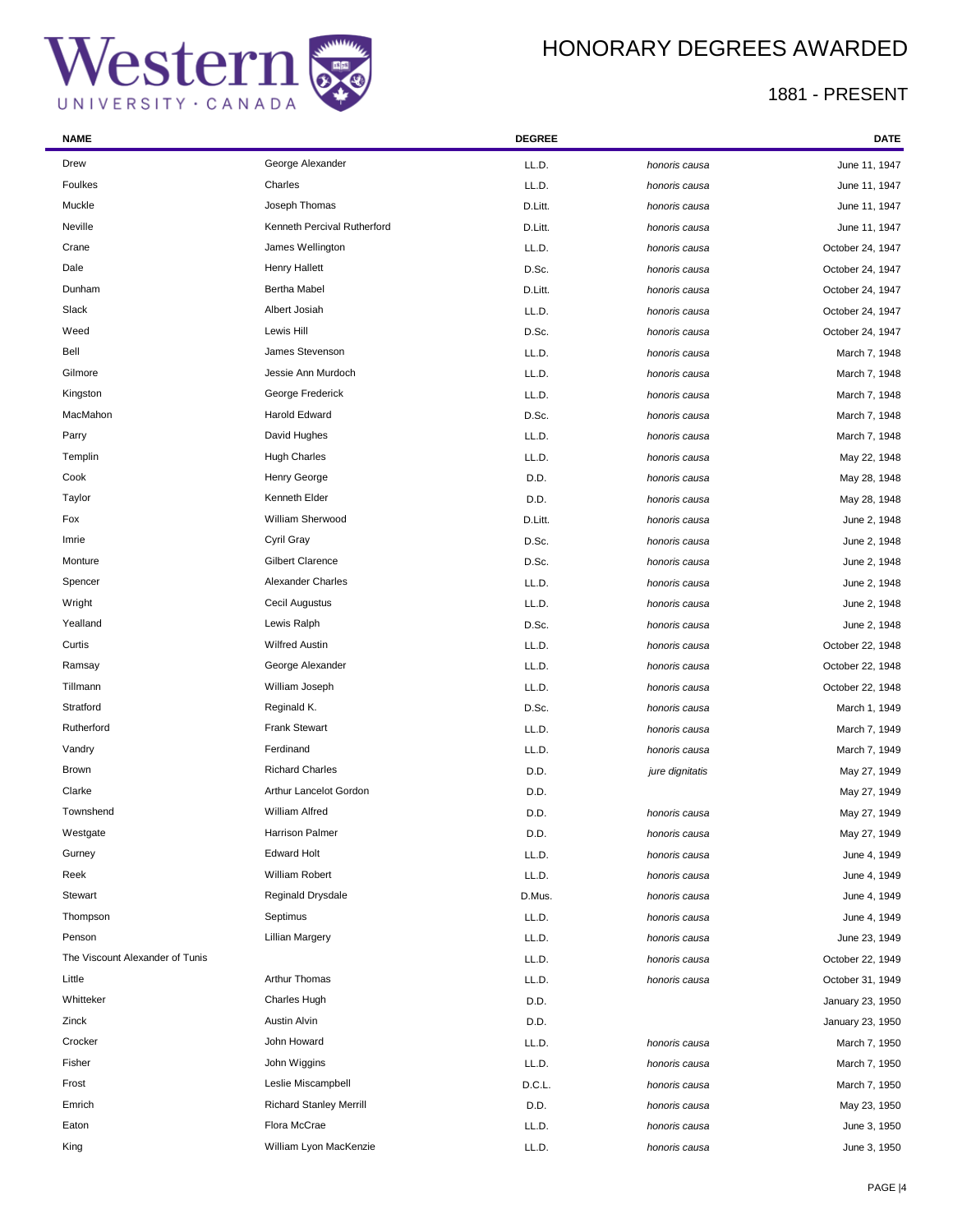# HONORARY DEGREES AWARDED

## 1881 - PRESENT

| NAME | | DEGREE | | DATE |
|---|---|---|---|---|
| Drew | George Alexander | LL.D. | *honoris causa* | June 11, 1947 |
| Foulkes | Charles | LL.D. | *honoris causa* | June 11, 1947 |
| Muckle | Joseph Thomas | D.Litt. | *honoris causa* | June 11, 1947 |
| Neville | Kenneth Percival Rutherford | D.Litt. | *honoris causa* | June 11, 1947 |
| Crane | James Wellington | LL.D. | *honoris causa* | October 24, 1947 |
| Dale | Henry Hallett | D.Sc. | *honoris causa* | October 24, 1947 |
| Dunham | Bertha Mabel | D.Litt. | *honoris causa* | October 24, 1947 |
| Slack | Albert Josiah | LL.D. | *honoris causa* | October 24, 1947 |
| Weed | Lewis Hill | D.Sc. | *honoris causa* | October 24, 1947 |
| Bell | James Stevenson | LL.D. | *honoris causa* | March 7, 1948 |
| Gilmore | Jessie Ann Murdoch | LL.D. | *honoris causa* | March 7, 1948 |
| Kingston | George Frederick | LL.D. | *honoris causa* | March 7, 1948 |
| MacMahon | Harold Edward | D.Sc. | *honoris causa* | March 7, 1948 |
| Parry | David Hughes | LL.D. | *honoris causa* | March 7, 1948 |
| Templin | Hugh Charles | LL.D. | *honoris causa* | May 22, 1948 |
| Cook | Henry George | D.D. | *honoris causa* | May 28, 1948 |
| Taylor | Kenneth Elder | D.D. | *honoris causa* | May 28, 1948 |
| Fox | William Sherwood | D.Litt. | *honoris causa* | June 2, 1948 |
| Imrie | Cyril Gray | D.Sc. | *honoris causa* | June 2, 1948 |
| Monture | Gilbert Clarence | D.Sc. | *honoris causa* | June 2, 1948 |
| Spencer | Alexander Charles | LL.D. | *honoris causa* | June 2, 1948 |
| Wright | Cecil Augustus | LL.D. | *honoris causa* | June 2, 1948 |
| Yealland | Lewis Ralph | D.Sc. | *honoris causa* | June 2, 1948 |
| Curtis | Wilfred Austin | LL.D. | *honoris causa* | October 22, 1948 |
| Ramsay | George Alexander | LL.D. | *honoris causa* | October 22, 1948 |
| Tillmann | William Joseph | LL.D. | *honoris causa* | October 22, 1948 |
| Stratford | Reginald K. | D.Sc. | *honoris causa* | March 1, 1949 |
| Rutherford | Frank Stewart | LL.D. | *honoris causa* | March 7, 1949 |
| Vandry | Ferdinand | LL.D. | *honoris causa* | March 7, 1949 |
| Brown | Richard Charles | D.D. | *jure dignitatis* | May 27, 1949 |
| Clarke | Arthur Lancelot Gordon | D.D. | | May 27, 1949 |
| Townshend | William Alfred | D.D. | *honoris causa* | May 27, 1949 |
| Westgate | Harrison Palmer | D.D. | *honoris causa* | May 27, 1949 |
| Gurney | Edward Holt | LL.D. | *honoris causa* | June 4, 1949 |
| Reek | William Robert | LL.D. | *honoris causa* | June 4, 1949 |
| Stewart | Reginald Drysdale | D.Mus. | *honoris causa* | June 4, 1949 |
| Thompson | Septimus | LL.D. | *honoris causa* | June 4, 1949 |
| Penson | Lillian Margery | LL.D. | *honoris causa* | June 23, 1949 |
| The Viscount Alexander of Tunis | | LL.D. | *honoris causa* | October 22, 1949 |
| Little | Arthur Thomas | LL.D. | *honoris causa* | October 31, 1949 |
| Whitteker | Charles Hugh | D.D. | | January 23, 1950 |
| Zinck | Austin Alvin | D.D. | | January 23, 1950 |
| Crocker | John Howard | LL.D. | *honoris causa* | March 7, 1950 |
| Fisher | John Wiggins | LL.D. | *honoris causa* | March 7, 1950 |
| Frost | Leslie Miscampbell | D.C.L. | *honoris causa* | March 7, 1950 |
| Emrich | Richard Stanley Merrill | D.D. | *honoris causa* | May 23, 1950 |
| Eaton | Flora McCrae | LL.D. | *honoris causa* | June 3, 1950 |
| King | William Lyon MacKenzie | LL.D. | *honoris causa* | June 3, 1950 |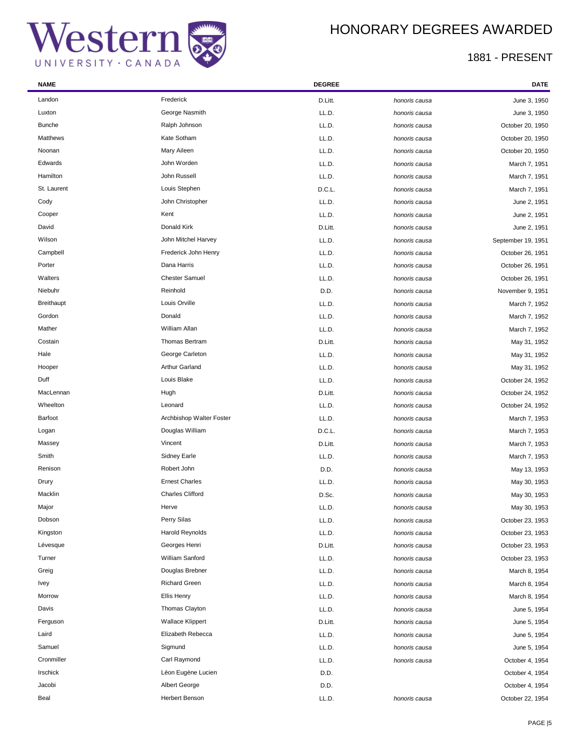# HONORARY DEGREES AWARDED

## 1881 - PRESENT

| NAME | | DEGREE | | DATE |
|---|---|---|---|---|
| Landon | Frederick | D.Litt. | *honoris causa* | June 3, 1950 |
| Luxton | George Nasmith | LL.D. | *honoris causa* | June 3, 1950 |
| Bunche | Ralph Johnson | LL.D. | *honoris causa* | October 20, 1950 |
| Matthews | Kate Sotham | LL.D. | *honoris causa* | October 20, 1950 |
| Noonan | Mary Aileen | LL.D. | *honoris causa* | October 20, 1950 |
| Edwards | John Worden | LL.D. | *honoris causa* | March 7, 1951 |
| Hamilton | John Russell | LL.D. | *honoris causa* | March 7, 1951 |
| St. Laurent | Louis Stephen | D.C.L. | *honoris causa* | March 7, 1951 |
| Cody | John Christopher | LL.D. | *honoris causa* | June 2, 1951 |
| Cooper | Kent | LL.D. | *honoris causa* | June 2, 1951 |
| David | Donald Kirk | D.Litt. | *honoris causa* | June 2, 1951 |
| Wilson | John Mitchel Harvey | LL.D. | *honoris causa* | September 19, 1951 |
| Campbell | Frederick John Henry | LL.D. | *honoris causa* | October 26, 1951 |
| Porter | Dana Harris | LL.D. | *honoris causa* | October 26, 1951 |
| Walters | Chester Samuel | LL.D. | *honoris causa* | October 26, 1951 |
| Niebuhr | Reinhold | D.D. | *honoris causa* | November 9, 1951 |
| Breithaupt | Louis Orville | LL.D. | *honoris causa* | March 7, 1952 |
| Gordon | Donald | LL.D. | *honoris causa* | March 7, 1952 |
| Mather | William Allan | LL.D. | *honoris causa* | March 7, 1952 |
| Costain | Thomas Bertram | D.Litt. | *honoris causa* | May 31, 1952 |
| Hale | George Carleton | LL.D. | *honoris causa* | May 31, 1952 |
| Hooper | Arthur Garland | LL.D. | *honoris causa* | May 31, 1952 |
| Duff | Louis Blake | LL.D. | *honoris causa* | October 24, 1952 |
| MacLennan | Hugh | D.Litt. | *honoris causa* | October 24, 1952 |
| Wheelton | Leonard | LL.D. | *honoris causa* | October 24, 1952 |
| Barfoot | Archbishop Walter Foster | LL.D. | *honoris causa* | March 7, 1953 |
| Logan | Douglas William | D.C.L. | *honoris causa* | March 7, 1953 |
| Massey | Vincent | D.Litt. | *honoris causa* | March 7, 1953 |
| Smith | Sidney Earle | LL.D. | *honoris causa* | March 7, 1953 |
| Renison | Robert John | D.D. | *honoris causa* | May 13, 1953 |
| Drury | Ernest Charles | LL.D. | *honoris causa* | May 30, 1953 |
| Macklin | Charles Clifford | D.Sc. | *honoris causa* | May 30, 1953 |
| Major | Herve | LL.D. | *honoris causa* | May 30, 1953 |
| Dobson | Perry Silas | LL.D. | *honoris causa* | October 23, 1953 |
| Kingston | Harold Reynolds | LL.D. | *honoris causa* | October 23, 1953 |
| Lévesque | Georges Henri | D.Litt. | *honoris causa* | October 23, 1953 |
| Turner | William Sanford | LL.D. | *honoris causa* | October 23, 1953 |
| Greig | Douglas Brebner | LL.D. | *honoris causa* | March 8, 1954 |
| Ivey | Richard Green | LL.D. | *honoris causa* | March 8, 1954 |
| Morrow | Ellis Henry | LL.D. | *honoris causa* | March 8, 1954 |
| Davis | Thomas Clayton | LL.D. | *honoris causa* | June 5, 1954 |
| Ferguson | Wallace Klippert | D.Litt. | *honoris causa* | June 5, 1954 |
| Laird | Elizabeth Rebecca | LL.D. | *honoris causa* | June 5, 1954 |
| Samuel | Sigmund | LL.D. | *honoris causa* | June 5, 1954 |
| Cronmiller | Carl Raymond | LL.D. | *honoris causa* | October 4, 1954 |
| Irschick | Léon Eugène Lucien | D.D. | | October 4, 1954 |
| Jacobi | Albert George | D.D. | | October 4, 1954 |
| Beal | Herbert Benson | LL.D. | *honoris causa* | October 22, 1954 |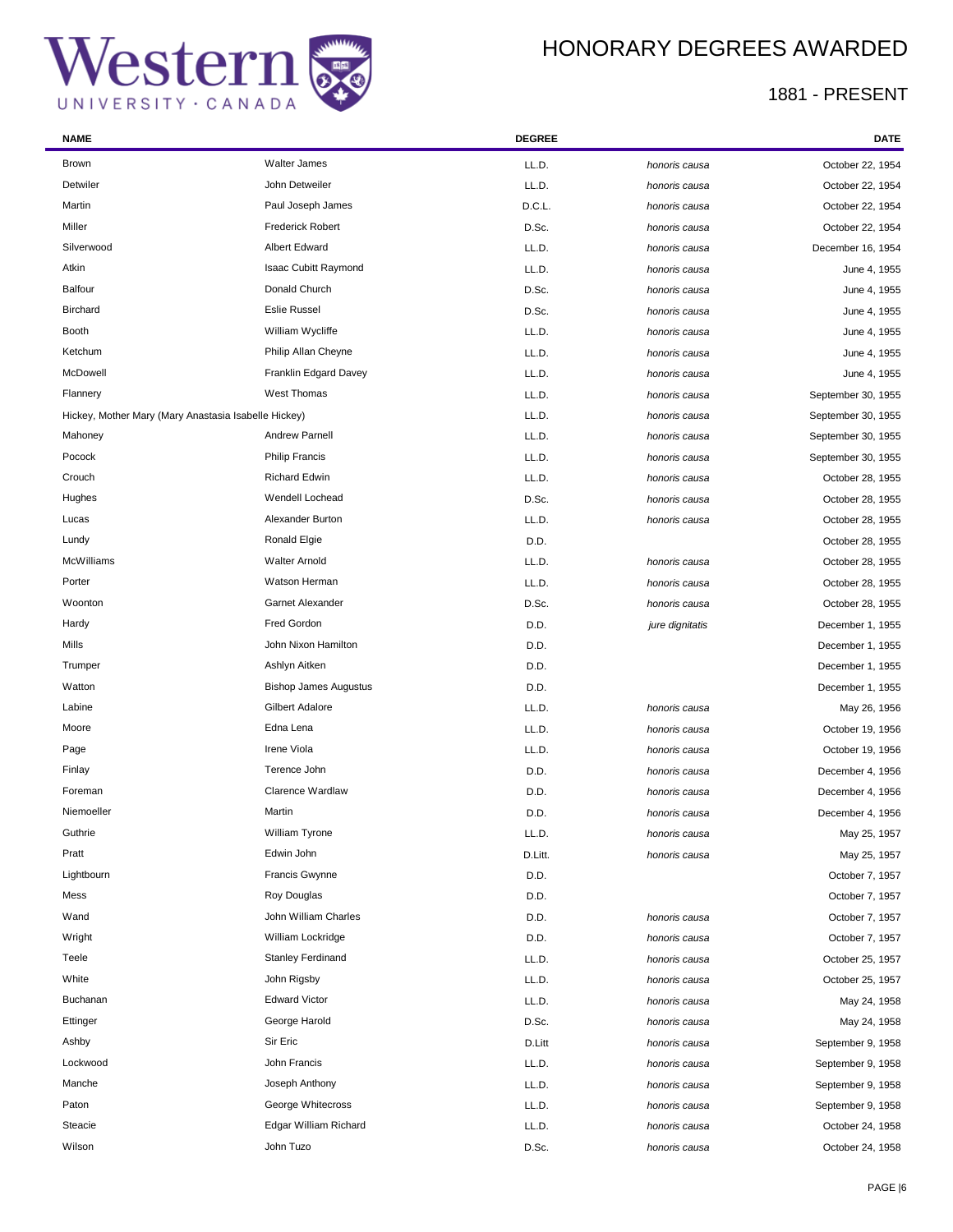# HONORARY DEGREES AWARDED

## 1881 - PRESENT

| NAME | | DEGREE | | DATE |
|---|---|---|---|---|
| Brown | Walter James | LL.D. | *honoris causa* | October 22, 1954 |
| Detwiler | John Detweiler | LL.D. | *honoris causa* | October 22, 1954 |
| Martin | Paul Joseph James | D.C.L. | *honoris causa* | October 22, 1954 |
| Miller | Frederick Robert | D.Sc. | *honoris causa* | October 22, 1954 |
| Silverwood | Albert Edward | LL.D. | *honoris causa* | December 16, 1954 |
| Atkin | Isaac Cubitt Raymond | LL.D. | *honoris causa* | June 4, 1955 |
| Balfour | Donald Church | D.Sc. | *honoris causa* | June 4, 1955 |
| Birchard | Eslie Russel | D.Sc. | *honoris causa* | June 4, 1955 |
| Booth | William Wycliffe | LL.D. | *honoris causa* | June 4, 1955 |
| Ketchum | Philip Allan Cheyne | LL.D. | *honoris causa* | June 4, 1955 |
| McDowell | Franklin Edgard Davey | LL.D. | *honoris causa* | June 4, 1955 |
| Flannery | West Thomas | LL.D. | *honoris causa* | September 30, 1955 |
| Hickey, Mother Mary (Mary Anastasia Isabelle Hickey) | | LL.D. | *honoris causa* | September 30, 1955 |
| Mahoney | Andrew Parnell | LL.D. | *honoris causa* | September 30, 1955 |
| Pocock | Philip Francis | LL.D. | *honoris causa* | September 30, 1955 |
| Crouch | Richard Edwin | LL.D. | *honoris causa* | October 28, 1955 |
| Hughes | Wendell Lochead | D.Sc. | *honoris causa* | October 28, 1955 |
| Lucas | Alexander Burton | LL.D. | *honoris causa* | October 28, 1955 |
| Lundy | Ronald Elgie | D.D. | | October 28, 1955 |
| McWilliams | Walter Arnold | LL.D. | *honoris causa* | October 28, 1955 |
| Porter | Watson Herman | LL.D. | *honoris causa* | October 28, 1955 |
| Woonton | Garnet Alexander | D.Sc. | *honoris causa* | October 28, 1955 |
| Hardy | Fred Gordon | D.D. | *jure dignitatis* | December 1, 1955 |
| Mills | John Nixon Hamilton | D.D. | | December 1, 1955 |
| Trumper | Ashlyn Aitken | D.D. | | December 1, 1955 |
| Watton | Bishop James Augustus | D.D. | | December 1, 1955 |
| Labine | Gilbert Adalore | LL.D. | *honoris causa* | May 26, 1956 |
| Moore | Edna Lena | LL.D. | *honoris causa* | October 19, 1956 |
| Page | Irene Viola | LL.D. | *honoris causa* | October 19, 1956 |
| Finlay | Terence John | D.D. | *honoris causa* | December 4, 1956 |
| Foreman | Clarence Wardlaw | D.D. | *honoris causa* | December 4, 1956 |
| Niemoeller | Martin | D.D. | *honoris causa* | December 4, 1956 |
| Guthrie | William Tyrone | LL.D. | *honoris causa* | May 25, 1957 |
| Pratt | Edwin John | D.Litt. | *honoris causa* | May 25, 1957 |
| Lightbourn | Francis Gwynne | D.D. | | October 7, 1957 |
| Mess | Roy Douglas | D.D. | | October 7, 1957 |
| Wand | John William Charles | D.D. | *honoris causa* | October 7, 1957 |
| Wright | William Lockridge | D.D. | *honoris causa* | October 7, 1957 |
| Teele | Stanley Ferdinand | LL.D. | *honoris causa* | October 25, 1957 |
| White | John Rigsby | LL.D. | *honoris causa* | October 25, 1957 |
| Buchanan | Edward Victor | LL.D. | *honoris causa* | May 24, 1958 |
| Ettinger | George Harold | D.Sc. | *honoris causa* | May 24, 1958 |
| Ashby | Sir Eric | D.Litt | *honoris causa* | September 9, 1958 |
| Lockwood | John Francis | LL.D. | *honoris causa* | September 9, 1958 |
| Manche | Joseph Anthony | LL.D. | *honoris causa* | September 9, 1958 |
| Paton | George Whitecross | LL.D. | *honoris causa* | September 9, 1958 |
| Steacie | Edgar William Richard | LL.D. | *honoris causa* | October 24, 1958 |
| Wilson | John Tuzo | D.Sc. | *honoris causa* | October 24, 1958 |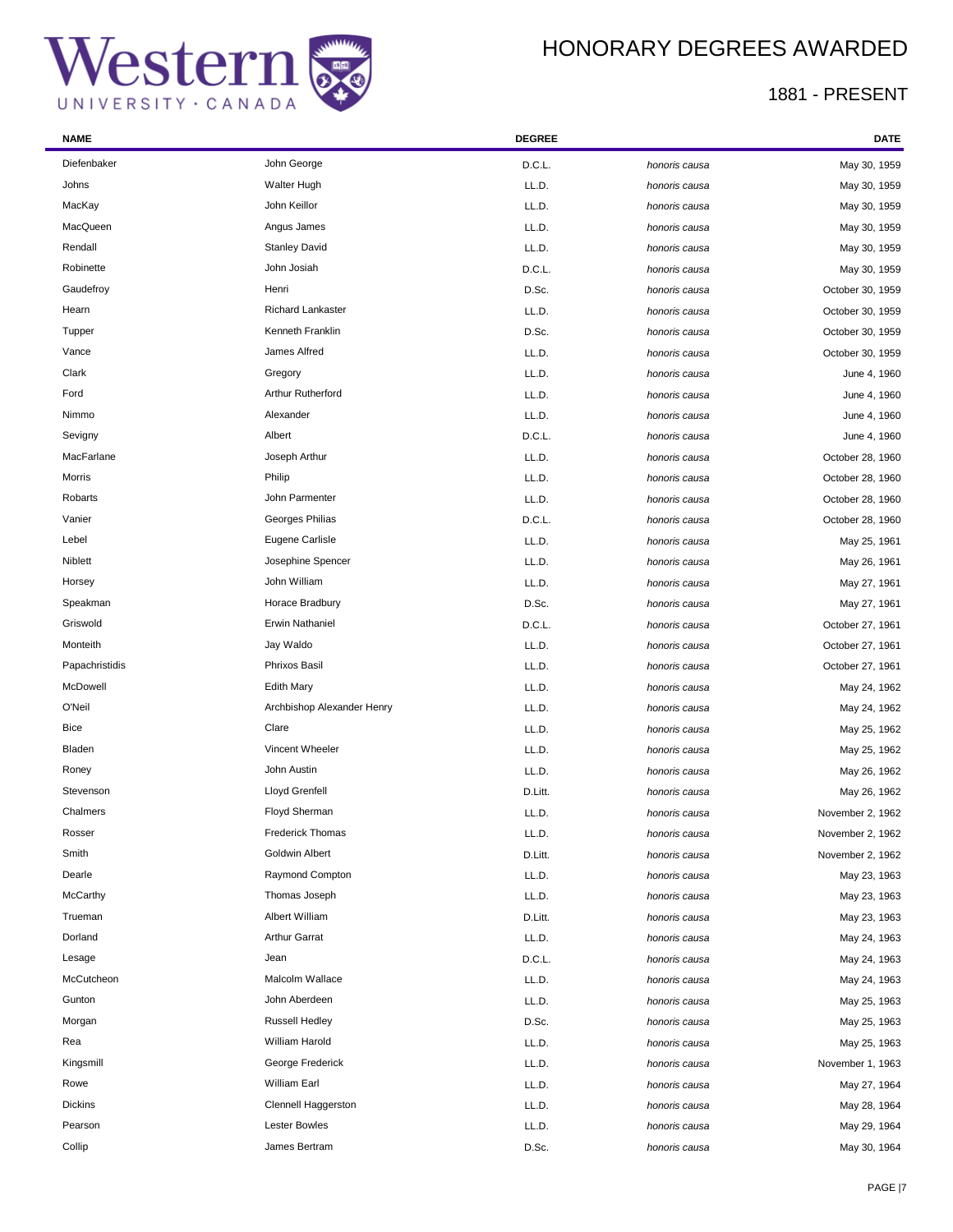# HONORARY DEGREES AWARDED

## 1881 - PRESENT

| NAME | | DEGREE | | DATE |
|---|---|---|---|---|
| Diefenbaker | John George | D.C.L. | *honoris causa* | May 30, 1959 |
| Johns | Walter Hugh | LL.D. | *honoris causa* | May 30, 1959 |
| MacKay | John Keillor | LL.D. | *honoris causa* | May 30, 1959 |
| MacQueen | Angus James | LL.D. | *honoris causa* | May 30, 1959 |
| Rendall | Stanley David | LL.D. | *honoris causa* | May 30, 1959 |
| Robinette | John Josiah | D.C.L. | *honoris causa* | May 30, 1959 |
| Gaudefroy | Henri | D.Sc. | *honoris causa* | October 30, 1959 |
| Hearn | Richard Lankaster | LL.D. | *honoris causa* | October 30, 1959 |
| Tupper | Kenneth Franklin | D.Sc. | *honoris causa* | October 30, 1959 |
| Vance | James Alfred | LL.D. | *honoris causa* | October 30, 1959 |
| Clark | Gregory | LL.D. | *honoris causa* | June 4, 1960 |
| Ford | Arthur Rutherford | LL.D. | *honoris causa* | June 4, 1960 |
| Nimmo | Alexander | LL.D. | *honoris causa* | June 4, 1960 |
| Sevigny | Albert | D.C.L. | *honoris causa* | June 4, 1960 |
| MacFarlane | Joseph Arthur | LL.D. | *honoris causa* | October 28, 1960 |
| Morris | Philip | LL.D. | *honoris causa* | October 28, 1960 |
| Robarts | John Parmenter | LL.D. | *honoris causa* | October 28, 1960 |
| Vanier | Georges Philias | D.C.L. | *honoris causa* | October 28, 1960 |
| Lebel | Eugene Carlisle | LL.D. | *honoris causa* | May 25, 1961 |
| Niblett | Josephine Spencer | LL.D. | *honoris causa* | May 26, 1961 |
| Horsey | John William | LL.D. | *honoris causa* | May 27, 1961 |
| Speakman | Horace Bradbury | D.Sc. | *honoris causa* | May 27, 1961 |
| Griswold | Erwin Nathaniel | D.C.L. | *honoris causa* | October 27, 1961 |
| Monteith | Jay Waldo | LL.D. | *honoris causa* | October 27, 1961 |
| Papachristidis | Phrixos Basil | LL.D. | *honoris causa* | October 27, 1961 |
| McDowell | Edith Mary | LL.D. | *honoris causa* | May 24, 1962 |
| O'Neil | Archbishop Alexander Henry | LL.D. | *honoris causa* | May 24, 1962 |
| Bice | Clare | LL.D. | *honoris causa* | May 25, 1962 |
| Bladen | Vincent Wheeler | LL.D. | *honoris causa* | May 25, 1962 |
| Roney | John Austin | LL.D. | *honoris causa* | May 26, 1962 |
| Stevenson | Lloyd Grenfell | D.Litt. | *honoris causa* | May 26, 1962 |
| Chalmers | Floyd Sherman | LL.D. | *honoris causa* | November 2, 1962 |
| Rosser | Frederick Thomas | LL.D. | *honoris causa* | November 2, 1962 |
| Smith | Goldwin Albert | D.Litt. | *honoris causa* | November 2, 1962 |
| Dearle | Raymond Compton | LL.D. | *honoris causa* | May 23, 1963 |
| McCarthy | Thomas Joseph | LL.D. | *honoris causa* | May 23, 1963 |
| Trueman | Albert William | D.Litt. | *honoris causa* | May 23, 1963 |
| Dorland | Arthur Garrat | LL.D. | *honoris causa* | May 24, 1963 |
| Lesage | Jean | D.C.L. | *honoris causa* | May 24, 1963 |
| McCutcheon | Malcolm Wallace | LL.D. | *honoris causa* | May 24, 1963 |
| Gunton | John Aberdeen | LL.D. | *honoris causa* | May 25, 1963 |
| Morgan | Russell Hedley | D.Sc. | *honoris causa* | May 25, 1963 |
| Rea | William Harold | LL.D. | *honoris causa* | May 25, 1963 |
| Kingsmill | George Frederick | LL.D. | *honoris causa* | November 1, 1963 |
| Rowe | William Earl | LL.D. | *honoris causa* | May 27, 1964 |
| Dickins | Clennell Haggerston | LL.D. | *honoris causa* | May 28, 1964 |
| Pearson | Lester Bowles | LL.D. | *honoris causa* | May 29, 1964 |
| Collip | James Bertram | D.Sc. | *honoris causa* | May 30, 1964 |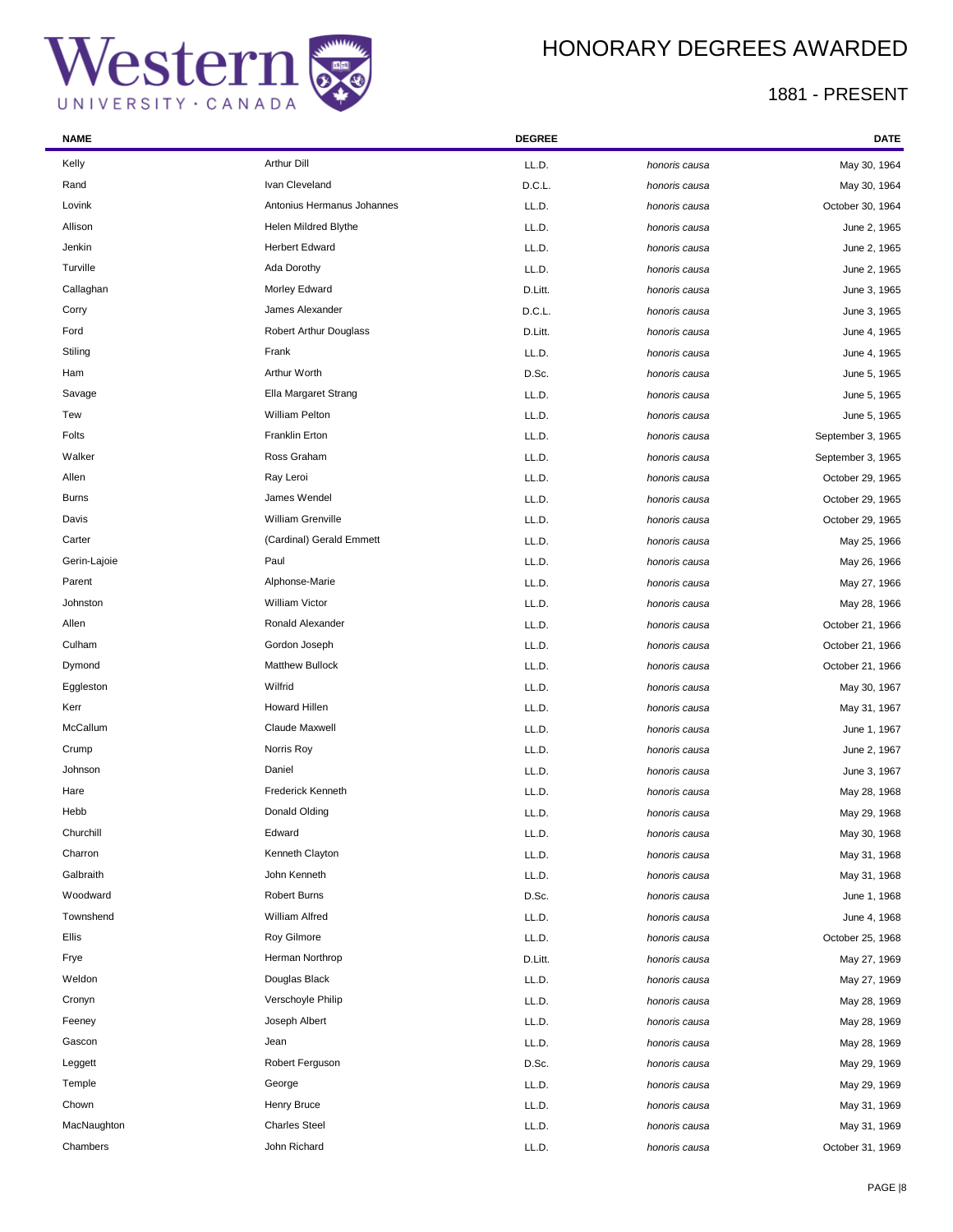# HONORARY DEGREES AWARDED

## 1881 - PRESENT

| NAME | | DEGREE | | DATE |
|---|---|---|---|---|
| Kelly | Arthur Dill | LL.D. | *honoris causa* | May 30, 1964 |
| Rand | Ivan Cleveland | D.C.L. | *honoris causa* | May 30, 1964 |
| Lovink | Antonius Hermanus Johannes | LL.D. | *honoris causa* | October 30, 1964 |
| Allison | Helen Mildred Blythe | LL.D. | *honoris causa* | June 2, 1965 |
| Jenkin | Herbert Edward | LL.D. | *honoris causa* | June 2, 1965 |
| Turville | Ada Dorothy | LL.D. | *honoris causa* | June 2, 1965 |
| Callaghan | Morley Edward | D.Litt. | *honoris causa* | June 3, 1965 |
| Corry | James Alexander | D.C.L. | *honoris causa* | June 3, 1965 |
| Ford | Robert Arthur Douglass | D.Litt. | *honoris causa* | June 4, 1965 |
| Stiling | Frank | LL.D. | *honoris causa* | June 4, 1965 |
| Ham | Arthur Worth | D.Sc. | *honoris causa* | June 5, 1965 |
| Savage | Ella Margaret Strang | LL.D. | *honoris causa* | June 5, 1965 |
| Tew | William Pelton | LL.D. | *honoris causa* | June 5, 1965 |
| Folts | Franklin Erton | LL.D. | *honoris causa* | September 3, 1965 |
| Walker | Ross Graham | LL.D. | *honoris causa* | September 3, 1965 |
| Allen | Ray Leroi | LL.D. | *honoris causa* | October 29, 1965 |
| Burns | James Wendel | LL.D. | *honoris causa* | October 29, 1965 |
| Davis | William Grenville | LL.D. | *honoris causa* | October 29, 1965 |
| Carter | (Cardinal) Gerald Emmett | LL.D. | *honoris causa* | May 25, 1966 |
| Gerin-Lajoie | Paul | LL.D. | *honoris causa* | May 26, 1966 |
| Parent | Alphonse-Marie | LL.D. | *honoris causa* | May 27, 1966 |
| Johnston | William Victor | LL.D. | *honoris causa* | May 28, 1966 |
| Allen | Ronald Alexander | LL.D. | *honoris causa* | October 21, 1966 |
| Culham | Gordon Joseph | LL.D. | *honoris causa* | October 21, 1966 |
| Dymond | Matthew Bullock | LL.D. | *honoris causa* | October 21, 1966 |
| Eggleston | Wilfrid | LL.D. | *honoris causa* | May 30, 1967 |
| Kerr | Howard Hillen | LL.D. | *honoris causa* | May 31, 1967 |
| McCallum | Claude Maxwell | LL.D. | *honoris causa* | June 1, 1967 |
| Crump | Norris Roy | LL.D. | *honoris causa* | June 2, 1967 |
| Johnson | Daniel | LL.D. | *honoris causa* | June 3, 1967 |
| Hare | Frederick Kenneth | LL.D. | *honoris causa* | May 28, 1968 |
| Hebb | Donald Olding | LL.D. | *honoris causa* | May 29, 1968 |
| Churchill | Edward | LL.D. | *honoris causa* | May 30, 1968 |
| Charron | Kenneth Clayton | LL.D. | *honoris causa* | May 31, 1968 |
| Galbraith | John Kenneth | LL.D. | *honoris causa* | May 31, 1968 |
| Woodward | Robert Burns | D.Sc. | *honoris causa* | June 1, 1968 |
| Townshend | William Alfred | LL.D. | *honoris causa* | June 4, 1968 |
| Ellis | Roy Gilmore | LL.D. | *honoris causa* | October 25, 1968 |
| Frye | Herman Northrop | D.Litt. | *honoris causa* | May 27, 1969 |
| Weldon | Douglas Black | LL.D. | *honoris causa* | May 27, 1969 |
| Cronyn | Verschoyle Philip | LL.D. | *honoris causa* | May 28, 1969 |
| Feeney | Joseph Albert | LL.D. | *honoris causa* | May 28, 1969 |
| Gascon | Jean | LL.D. | *honoris causa* | May 28, 1969 |
| Leggett | Robert Ferguson | D.Sc. | *honoris causa* | May 29, 1969 |
| Temple | George | LL.D. | *honoris causa* | May 29, 1969 |
| Chown | Henry Bruce | LL.D. | *honoris causa* | May 31, 1969 |
| MacNaughton | Charles Steel | LL.D. | *honoris causa* | May 31, 1969 |
| Chambers | John Richard | LL.D. | *honoris causa* | October 31, 1969 |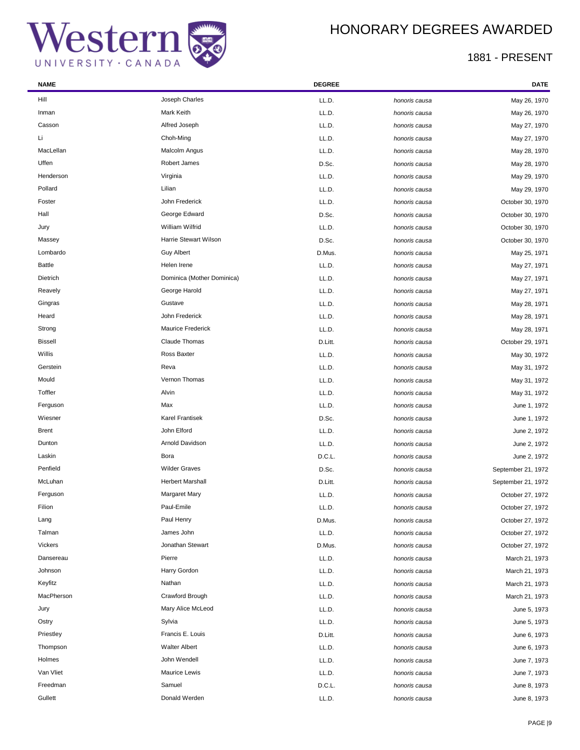# HONORARY DEGREES AWARDED

## 1881 - PRESENT

| NAME | | DEGREE | | DATE |
|---|---|---|---|---|
| Hill | Joseph Charles | LL.D. | *honoris causa* | May 26, 1970 |
| Inman | Mark Keith | LL.D. | *honoris causa* | May 26, 1970 |
| Casson | Alfred Joseph | LL.D. | *honoris causa* | May 27, 1970 |
| Li | Choh-Ming | LL.D. | *honoris causa* | May 27, 1970 |
| MacLellan | Malcolm Angus | LL.D. | *honoris causa* | May 28, 1970 |
| Uffen | Robert James | D.Sc. | *honoris causa* | May 28, 1970 |
| Henderson | Virginia | LL.D. | *honoris causa* | May 29, 1970 |
| Pollard | Lilian | LL.D. | *honoris causa* | May 29, 1970 |
| Foster | John Frederick | LL.D. | *honoris causa* | October 30, 1970 |
| Hall | George Edward | D.Sc. | *honoris causa* | October 30, 1970 |
| Jury | William Wilfrid | LL.D. | *honoris causa* | October 30, 1970 |
| Massey | Harrie Stewart Wilson | D.Sc. | *honoris causa* | October 30, 1970 |
| Lombardo | Guy Albert | D.Mus. | *honoris causa* | May 25, 1971 |
| Battle | Helen Irene | LL.D. | *honoris causa* | May 27, 1971 |
| Dietrich | Dominica (Mother Dominica) | LL.D. | *honoris causa* | May 27, 1971 |
| Reavely | George Harold | LL.D. | *honoris causa* | May 27, 1971 |
| Gingras | Gustave | LL.D. | *honoris causa* | May 28, 1971 |
| Heard | John Frederick | LL.D. | *honoris causa* | May 28, 1971 |
| Strong | Maurice Frederick | LL.D. | *honoris causa* | May 28, 1971 |
| Bissell | Claude Thomas | D.Litt. | *honoris causa* | October 29, 1971 |
| Willis | Ross Baxter | LL.D. | *honoris causa* | May 30, 1972 |
| Gerstein | Reva | LL.D. | *honoris causa* | May 31, 1972 |
| Mould | Vernon Thomas | LL.D. | *honoris causa* | May 31, 1972 |
| Toffler | Alvin | LL.D. | *honoris causa* | May 31, 1972 |
| Ferguson | Max | LL.D. | *honoris causa* | June 1, 1972 |
| Wiesner | Karel Frantisek | D.Sc. | *honoris causa* | June 1, 1972 |
| Brent | John Elford | LL.D. | *honoris causa* | June 2, 1972 |
| Dunton | Arnold Davidson | LL.D. | *honoris causa* | June 2, 1972 |
| Laskin | Bora | D.C.L. | *honoris causa* | June 2, 1972 |
| Penfield | Wilder Graves | D.Sc. | *honoris causa* | September 21, 1972 |
| McLuhan | Herbert Marshall | D.Litt. | *honoris causa* | September 21, 1972 |
| Ferguson | Margaret Mary | LL.D. | *honoris causa* | October 27, 1972 |
| Filion | Paul-Emile | LL.D. | *honoris causa* | October 27, 1972 |
| Lang | Paul Henry | D.Mus. | *honoris causa* | October 27, 1972 |
| Talman | James John | LL.D. | *honoris causa* | October 27, 1972 |
| Vickers | Jonathan Stewart | D.Mus. | *honoris causa* | October 27, 1972 |
| Dansereau | Pierre | LL.D. | *honoris causa* | March 21, 1973 |
| Johnson | Harry Gordon | LL.D. | *honoris causa* | March 21, 1973 |
| Keyfitz | Nathan | LL.D. | *honoris causa* | March 21, 1973 |
| MacPherson | Crawford Brough | LL.D. | *honoris causa* | March 21, 1973 |
| Jury | Mary Alice McLeod | LL.D. | *honoris causa* | June 5, 1973 |
| Ostry | Sylvia | LL.D. | *honoris causa* | June 5, 1973 |
| Priestley | Francis E. Louis | D.Litt. | *honoris causa* | June 6, 1973 |
| Thompson | Walter Albert | LL.D. | *honoris causa* | June 6, 1973 |
| Holmes | John Wendell | LL.D. | *honoris causa* | June 7, 1973 |
| Van Vliet | Maurice Lewis | LL.D. | *honoris causa* | June 7, 1973 |
| Freedman | Samuel | D.C.L. | *honoris causa* | June 8, 1973 |
| Gullett | Donald Werden | LL.D. | *honoris causa* | June 8, 1973 |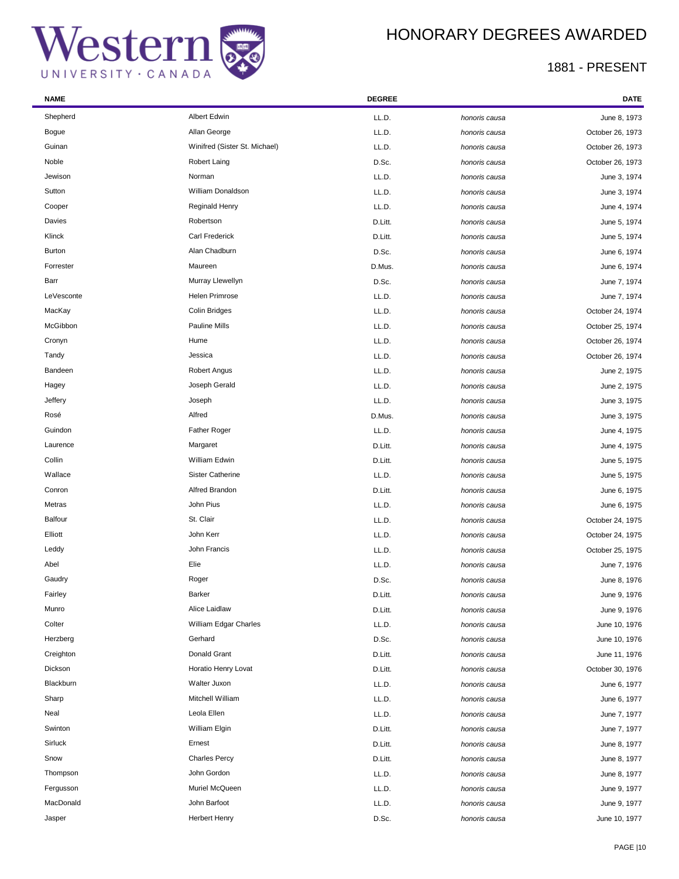# HONORARY DEGREES AWARDED

## 1881 - PRESENT

| NAME | | DEGREE | | DATE |
|---|---|---|---|---|
| Shepherd | Albert Edwin | LL.D. | *honoris causa* | June 8, 1973 |
| Bogue | Allan George | LL.D. | *honoris causa* | October 26, 1973 |
| Guinan | Winifred (Sister St. Michael) | LL.D. | *honoris causa* | October 26, 1973 |
| Noble | Robert Laing | D.Sc. | *honoris causa* | October 26, 1973 |
| Jewison | Norman | LL.D. | *honoris causa* | June 3, 1974 |
| Sutton | William Donaldson | LL.D. | *honoris causa* | June 3, 1974 |
| Cooper | Reginald Henry | LL.D. | *honoris causa* | June 4, 1974 |
| Davies | Robertson | D.Litt. | *honoris causa* | June 5, 1974 |
| Klinck | Carl Frederick | D.Litt. | *honoris causa* | June 5, 1974 |
| Burton | Alan Chadburn | D.Sc. | *honoris causa* | June 6, 1974 |
| Forrester | Maureen | D.Mus. | *honoris causa* | June 6, 1974 |
| Barr | Murray Llewellyn | D.Sc. | *honoris causa* | June 7, 1974 |
| LeVesconte | Helen Primrose | LL.D. | *honoris causa* | June 7, 1974 |
| MacKay | Colin Bridges | LL.D. | *honoris causa* | October 24, 1974 |
| McGibbon | Pauline Mills | LL.D. | *honoris causa* | October 25, 1974 |
| Cronyn | Hume | LL.D. | *honoris causa* | October 26, 1974 |
| Tandy | Jessica | LL.D. | *honoris causa* | October 26, 1974 |
| Bandeen | Robert Angus | LL.D. | *honoris causa* | June 2, 1975 |
| Hagey | Joseph Gerald | LL.D. | *honoris causa* | June 2, 1975 |
| Jeffery | Joseph | LL.D. | *honoris causa* | June 3, 1975 |
| Rosé | Alfred | D.Mus. | *honoris causa* | June 3, 1975 |
| Guindon | Father Roger | LL.D. | *honoris causa* | June 4, 1975 |
| Laurence | Margaret | D.Litt. | *honoris causa* | June 4, 1975 |
| Collin | William Edwin | D.Litt. | *honoris causa* | June 5, 1975 |
| Wallace | Sister Catherine | LL.D. | *honoris causa* | June 5, 1975 |
| Conron | Alfred Brandon | D.Litt. | *honoris causa* | June 6, 1975 |
| Metras | John Pius | LL.D. | *honoris causa* | June 6, 1975 |
| Balfour | St. Clair | LL.D. | *honoris causa* | October 24, 1975 |
| Elliott | John Kerr | LL.D. | *honoris causa* | October 24, 1975 |
| Leddy | John Francis | LL.D. | *honoris causa* | October 25, 1975 |
| Abel | Elie | LL.D. | *honoris causa* | June 7, 1976 |
| Gaudry | Roger | D.Sc. | *honoris causa* | June 8, 1976 |
| Fairley | Barker | D.Litt. | *honoris causa* | June 9, 1976 |
| Munro | Alice Laidlaw | D.Litt. | *honoris causa* | June 9, 1976 |
| Colter | William Edgar Charles | LL.D. | *honoris causa* | June 10, 1976 |
| Herzberg | Gerhard | D.Sc. | *honoris causa* | June 10, 1976 |
| Creighton | Donald Grant | D.Litt. | *honoris causa* | June 11, 1976 |
| Dickson | Horatio Henry Lovat | D.Litt. | *honoris causa* | October 30, 1976 |
| Blackburn | Walter Juxon | LL.D. | *honoris causa* | June 6, 1977 |
| Sharp | Mitchell William | LL.D. | *honoris causa* | June 6, 1977 |
| Neal | Leola Ellen | LL.D. | *honoris causa* | June 7, 1977 |
| Swinton | William Elgin | D.Litt. | *honoris causa* | June 7, 1977 |
| Sirluck | Ernest | D.Litt. | *honoris causa* | June 8, 1977 |
| Snow | Charles Percy | D.Litt. | *honoris causa* | June 8, 1977 |
| Thompson | John Gordon | LL.D. | *honoris causa* | June 8, 1977 |
| Fergusson | Muriel McQueen | LL.D. | *honoris causa* | June 9, 1977 |
| MacDonald | John Barfoot | LL.D. | *honoris causa* | June 9, 1977 |
| Jasper | Herbert Henry | D.Sc. | *honoris causa* | June 10, 1977 |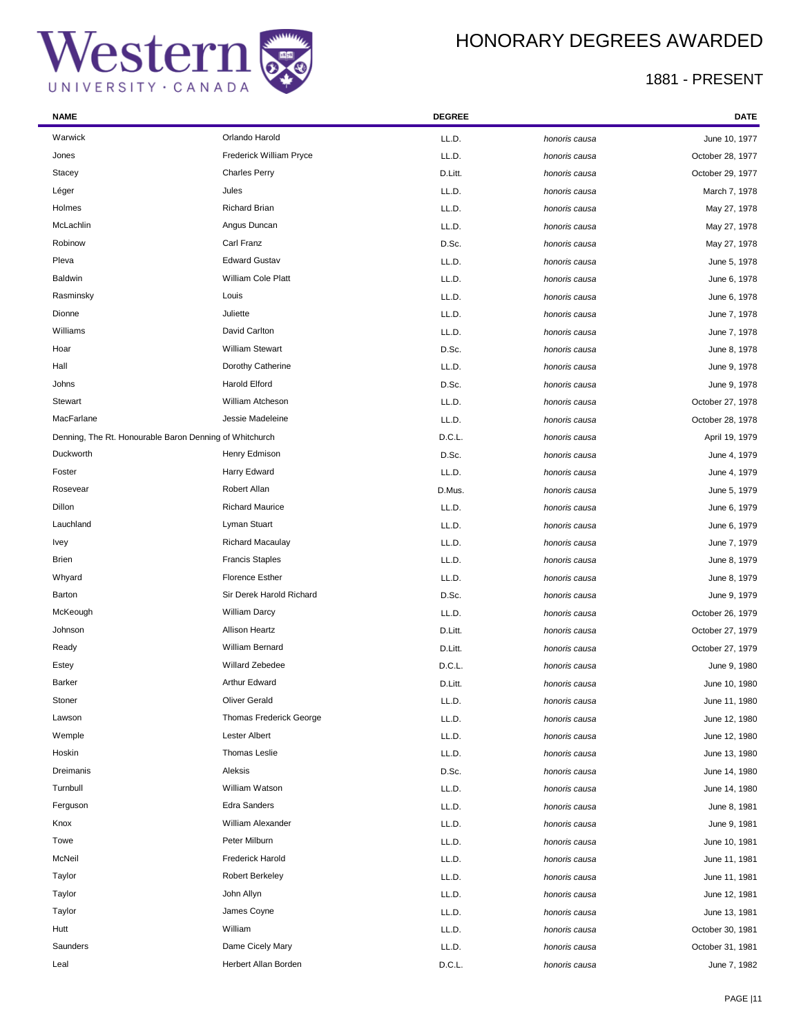# HONORARY DEGREES AWARDED

## 1881 - PRESENT

| NAME | | DEGREE | | DATE |
|---|---|---|---|---|
| Warwick | Orlando Harold | LL.D. | *honoris causa* | June 10, 1977 |
| Jones | Frederick William Pryce | LL.D. | *honoris causa* | October 28, 1977 |
| Stacey | Charles Perry | D.Litt. | *honoris causa* | October 29, 1977 |
| Léger | Jules | LL.D. | *honoris causa* | March 7, 1978 |
| Holmes | Richard Brian | LL.D. | *honoris causa* | May 27, 1978 |
| McLachlin | Angus Duncan | LL.D. | *honoris causa* | May 27, 1978 |
| Robinow | Carl Franz | D.Sc. | *honoris causa* | May 27, 1978 |
| Pleva | Edward Gustav | LL.D. | *honoris causa* | June 5, 1978 |
| Baldwin | William Cole Platt | LL.D. | *honoris causa* | June 6, 1978 |
| Rasminsky | Louis | LL.D. | *honoris causa* | June 6, 1978 |
| Dionne | Juliette | LL.D. | *honoris causa* | June 7, 1978 |
| Williams | David Carlton | LL.D. | *honoris causa* | June 7, 1978 |
| Hoar | William Stewart | D.Sc. | *honoris causa* | June 8, 1978 |
| Hall | Dorothy Catherine | LL.D. | *honoris causa* | June 9, 1978 |
| Johns | Harold Elford | D.Sc. | *honoris causa* | June 9, 1978 |
| Stewart | William Atcheson | LL.D. | *honoris causa* | October 27, 1978 |
| MacFarlane | Jessie Madeleine | LL.D. | *honoris causa* | October 28, 1978 |
| Denning, The Rt. Honourable Baron Denning of Whitchurch | | D.C.L. | *honoris causa* | April 19, 1979 |
| Duckworth | Henry Edmison | D.Sc. | *honoris causa* | June 4, 1979 |
| Foster | Harry Edward | LL.D. | *honoris causa* | June 4, 1979 |
| Rosevear | Robert Allan | D.Mus. | *honoris causa* | June 5, 1979 |
| Dillon | Richard Maurice | LL.D. | *honoris causa* | June 6, 1979 |
| Lauchland | Lyman Stuart | LL.D. | *honoris causa* | June 6, 1979 |
| Ivey | Richard Macaulay | LL.D. | *honoris causa* | June 7, 1979 |
| Brien | Francis Staples | LL.D. | *honoris causa* | June 8, 1979 |
| Whyard | Florence Esther | LL.D. | *honoris causa* | June 8, 1979 |
| Barton | Sir Derek Harold Richard | D.Sc. | *honoris causa* | June 9, 1979 |
| McKeough | William Darcy | LL.D. | *honoris causa* | October 26, 1979 |
| Johnson | Allison Heartz | D.Litt. | *honoris causa* | October 27, 1979 |
| Ready | William Bernard | D.Litt. | *honoris causa* | October 27, 1979 |
| Estey | Willard Zebedee | D.C.L. | *honoris causa* | June 9, 1980 |
| Barker | Arthur Edward | D.Litt. | *honoris causa* | June 10, 1980 |
| Stoner | Oliver Gerald | LL.D. | *honoris causa* | June 11, 1980 |
| Lawson | Thomas Frederick George | LL.D. | *honoris causa* | June 12, 1980 |
| Wemple | Lester Albert | LL.D. | *honoris causa* | June 12, 1980 |
| Hoskin | Thomas Leslie | LL.D. | *honoris causa* | June 13, 1980 |
| Dreimanis | Aleksis | D.Sc. | *honoris causa* | June 14, 1980 |
| Turnbull | William Watson | LL.D. | *honoris causa* | June 14, 1980 |
| Ferguson | Edra Sanders | LL.D. | *honoris causa* | June 8, 1981 |
| Knox | William Alexander | LL.D. | *honoris causa* | June 9, 1981 |
| Towe | Peter Milburn | LL.D. | *honoris causa* | June 10, 1981 |
| McNeil | Frederick Harold | LL.D. | *honoris causa* | June 11, 1981 |
| Taylor | Robert Berkeley | LL.D. | *honoris causa* | June 11, 1981 |
| Taylor | John Allyn | LL.D. | *honoris causa* | June 12, 1981 |
| Taylor | James Coyne | LL.D. | *honoris causa* | June 13, 1981 |
| Hutt | William | LL.D. | *honoris causa* | October 30, 1981 |
| Saunders | Dame Cicely Mary | LL.D. | *honoris causa* | October 31, 1981 |
| Leal | Herbert Allan Borden | D.C.L. | *honoris causa* | June 7, 1982 |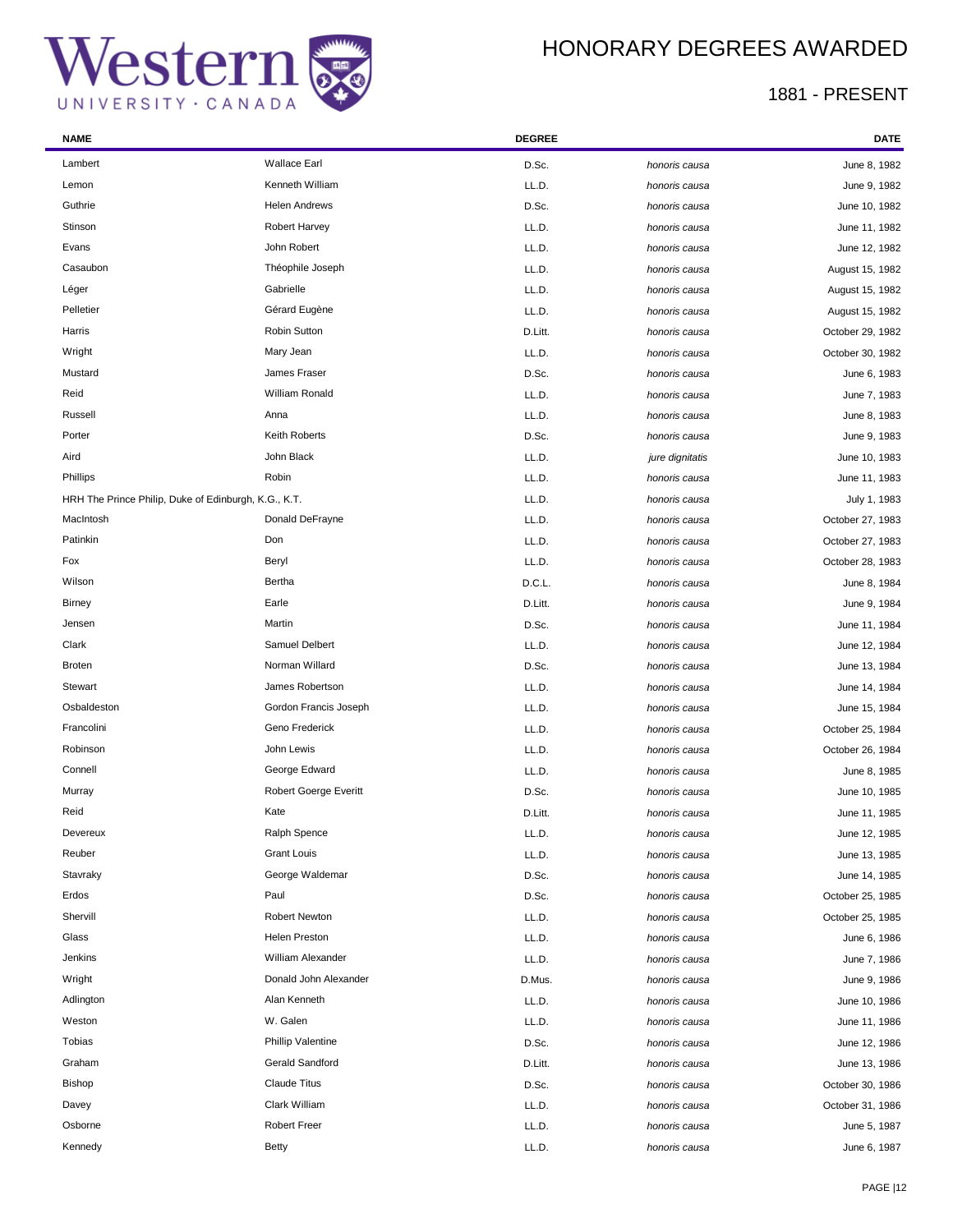# HONORARY DEGREES AWARDED

## 1881 - PRESENT

| NAME | | DEGREE | | DATE |
|---|---|---|---|---|
| Lambert | Wallace Earl | D.Sc. | *honoris causa* | June 8, 1982 |
| Lemon | Kenneth William | LL.D. | *honoris causa* | June 9, 1982 |
| Guthrie | Helen Andrews | D.Sc. | *honoris causa* | June 10, 1982 |
| Stinson | Robert Harvey | LL.D. | *honoris causa* | June 11, 1982 |
| Evans | John Robert | LL.D. | *honoris causa* | June 12, 1982 |
| Casaubon | Théophile Joseph | LL.D. | *honoris causa* | August 15, 1982 |
| Léger | Gabrielle | LL.D. | *honoris causa* | August 15, 1982 |
| Pelletier | Gérard Eugène | LL.D. | *honoris causa* | August 15, 1982 |
| Harris | Robin Sutton | D.Litt. | *honoris causa* | October 29, 1982 |
| Wright | Mary Jean | LL.D. | *honoris causa* | October 30, 1982 |
| Mustard | James Fraser | D.Sc. | *honoris causa* | June 6, 1983 |
| Reid | William Ronald | LL.D. | *honoris causa* | June 7, 1983 |
| Russell | Anna | LL.D. | *honoris causa* | June 8, 1983 |
| Porter | Keith Roberts | D.Sc. | *honoris causa* | June 9, 1983 |
| Aird | John Black | LL.D. | *jure dignitatis* | June 10, 1983 |
| Phillips | Robin | LL.D. | *honoris causa* | June 11, 1983 |
| HRH The Prince Philip, Duke of Edinburgh, K.G., K.T. | | LL.D. | *honoris causa* | July 1, 1983 |
| MacIntosh | Donald DeFrayne | LL.D. | *honoris causa* | October 27, 1983 |
| Patinkin | Don | LL.D. | *honoris causa* | October 27, 1983 |
| Fox | Beryl | LL.D. | *honoris causa* | October 28, 1983 |
| Wilson | Bertha | D.C.L. | *honoris causa* | June 8, 1984 |
| Birney | Earle | D.Litt. | *honoris causa* | June 9, 1984 |
| Jensen | Martin | D.Sc. | *honoris causa* | June 11, 1984 |
| Clark | Samuel Delbert | LL.D. | *honoris causa* | June 12, 1984 |
| Broten | Norman Willard | D.Sc. | *honoris causa* | June 13, 1984 |
| Stewart | James Robertson | LL.D. | *honoris causa* | June 14, 1984 |
| Osbaldeston | Gordon Francis Joseph | LL.D. | *honoris causa* | June 15, 1984 |
| Francolini | Geno Frederick | LL.D. | *honoris causa* | October 25, 1984 |
| Robinson | John Lewis | LL.D. | *honoris causa* | October 26, 1984 |
| Connell | George Edward | LL.D. | *honoris causa* | June 8, 1985 |
| Murray | Robert Goerge Everitt | D.Sc. | *honoris causa* | June 10, 1985 |
| Reid | Kate | D.Litt. | *honoris causa* | June 11, 1985 |
| Devereux | Ralph Spence | LL.D. | *honoris causa* | June 12, 1985 |
| Reuber | Grant Louis | LL.D. | *honoris causa* | June 13, 1985 |
| Stavraky | George Waldemar | D.Sc. | *honoris causa* | June 14, 1985 |
| Erdos | Paul | D.Sc. | *honoris causa* | October 25, 1985 |
| Shervill | Robert Newton | LL.D. | *honoris causa* | October 25, 1985 |
| Glass | Helen Preston | LL.D. | *honoris causa* | June 6, 1986 |
| Jenkins | William Alexander | LL.D. | *honoris causa* | June 7, 1986 |
| Wright | Donald John Alexander | D.Mus. | *honoris causa* | June 9, 1986 |
| Adlington | Alan Kenneth | LL.D. | *honoris causa* | June 10, 1986 |
| Weston | W. Galen | LL.D. | *honoris causa* | June 11, 1986 |
| Tobias | Phillip Valentine | D.Sc. | *honoris causa* | June 12, 1986 |
| Graham | Gerald Sandford | D.Litt. | *honoris causa* | June 13, 1986 |
| Bishop | Claude Titus | D.Sc. | *honoris causa* | October 30, 1986 |
| Davey | Clark William | LL.D. | *honoris causa* | October 31, 1986 |
| Osborne | Robert Freer | LL.D. | *honoris causa* | June 5, 1987 |
| Kennedy | Betty | LL.D. | *honoris causa* | June 6, 1987 |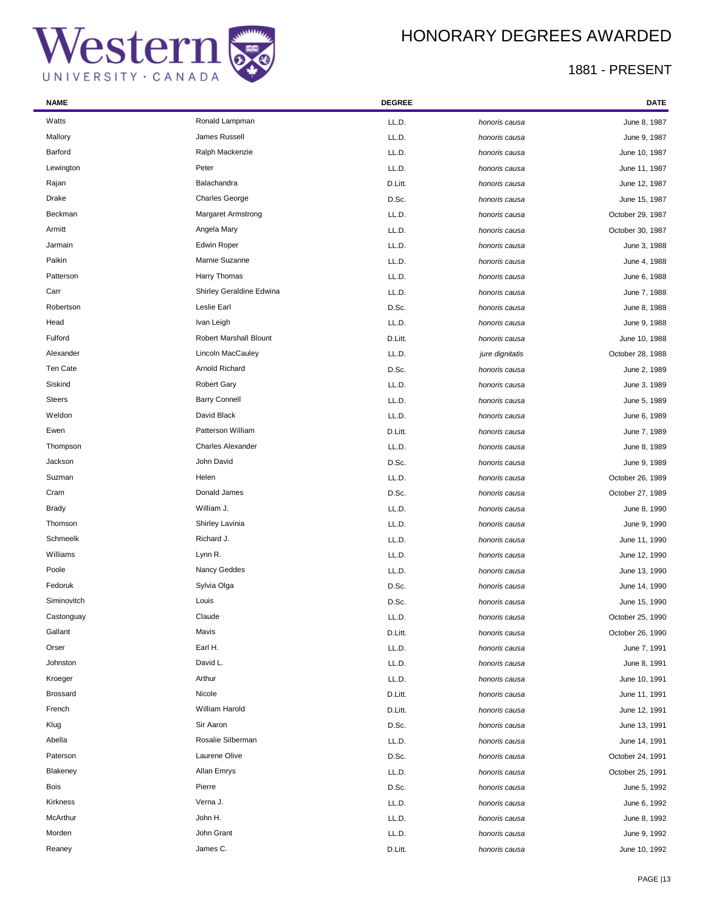# HONORARY DEGREES AWARDED

## 1881 - PRESENT

| NAME | | DEGREE | | DATE |
|---|---|---|---|---|
| Watts | Ronald Lampman | LL.D. | *honoris causa* | June 8, 1987 |
| Mallory | James Russell | LL.D. | *honoris causa* | June 9, 1987 |
| Barford | Ralph Mackenzie | LL.D. | *honoris causa* | June 10, 1987 |
| Lewington | Peter | LL.D. | *honoris causa* | June 11, 1987 |
| Rajan | Balachandra | D.Litt. | *honoris causa* | June 12, 1987 |
| Drake | Charles George | D.Sc. | *honoris causa* | June 15, 1987 |
| Beckman | Margaret Armstrong | LL.D. | *honoris causa* | October 29, 1987 |
| Armitt | Angela Mary | LL.D. | *honoris causa* | October 30, 1987 |
| Jarmain | Edwin Roper | LL.D. | *honoris causa* | June 3, 1988 |
| Paikin | Marnie Suzanne | LL.D. | *honoris causa* | June 4, 1988 |
| Patterson | Harry Thomas | LL.D. | *honoris causa* | June 6, 1988 |
| Carr | Shirley Geraldine Edwina | LL.D. | *honoris causa* | June 7, 1988 |
| Robertson | Leslie Earl | D.Sc. | *honoris causa* | June 8, 1988 |
| Head | Ivan Leigh | LL.D. | *honoris causa* | June 9, 1988 |
| Fulford | Robert Marshall Blount | D.Litt. | *honoris causa* | June 10, 1988 |
| Alexander | Lincoln MacCauley | LL.D. | *jure dignitatis* | October 28, 1988 |
| Ten Cate | Arnold Richard | D.Sc. | *honoris causa* | June 2, 1989 |
| Siskind | Robert Gary | LL.D. | *honoris causa* | June 3, 1989 |
| Steers | Barry Connell | LL.D. | *honoris causa* | June 5, 1989 |
| Weldon | David Black | LL.D. | *honoris causa* | June 6, 1989 |
| Ewen | Patterson William | D.Litt. | *honoris causa* | June 7, 1989 |
| Thompson | Charles Alexander | LL.D. | *honoris causa* | June 8, 1989 |
| Jackson | John David | D.Sc. | *honoris causa* | June 9, 1989 |
| Suzman | Helen | LL.D. | *honoris causa* | October 26, 1989 |
| Cram | Donald James | D.Sc. | *honoris causa* | October 27, 1989 |
| Brady | William J. | LL.D. | *honoris causa* | June 8, 1990 |
| Thomson | Shirley Lavinia | LL.D. | *honoris causa* | June 9, 1990 |
| Schmeelk | Richard J. | LL.D. | *honoris causa* | June 11, 1990 |
| Williams | Lynn R. | LL.D. | *honoris causa* | June 12, 1990 |
| Poole | Nancy Geddes | LL.D. | *honoris causa* | June 13, 1990 |
| Fedoruk | Sylvia Olga | D.Sc. | *honoris causa* | June 14, 1990 |
| Siminovitch | Louis | D.Sc. | *honoris causa* | June 15, 1990 |
| Castonguay | Claude | LL.D. | *honoris causa* | October 25, 1990 |
| Gallant | Mavis | D.Litt. | *honoris causa* | October 26, 1990 |
| Orser | Earl H. | LL.D. | *honoris causa* | June 7, 1991 |
| Johnston | David L. | LL.D. | *honoris causa* | June 8, 1991 |
| Kroeger | Arthur | LL.D. | *honoris causa* | June 10, 1991 |
| Brossard | Nicole | D.Litt. | *honoris causa* | June 11, 1991 |
| French | William Harold | D.Litt. | *honoris causa* | June 12, 1991 |
| Klug | Sir Aaron | D.Sc. | *honoris causa* | June 13, 1991 |
| Abella | Rosalie Silberman | LL.D. | *honoris causa* | June 14, 1991 |
| Paterson | Laurene Olive | D.Sc. | *honoris causa* | October 24, 1991 |
| Blakeney | Allan Emrys | LL.D. | *honoris causa* | October 25, 1991 |
| Bois | Pierre | D.Sc. | *honoris causa* | June 5, 1992 |
| Kirkness | Verna J. | LL.D. | *honoris causa* | June 6, 1992 |
| McArthur | John H. | LL.D. | *honoris causa* | June 8, 1992 |
| Morden | John Grant | LL.D. | *honoris causa* | June 9, 1992 |
| Reaney | James C. | D.Litt. | *honoris causa* | June 10, 1992 |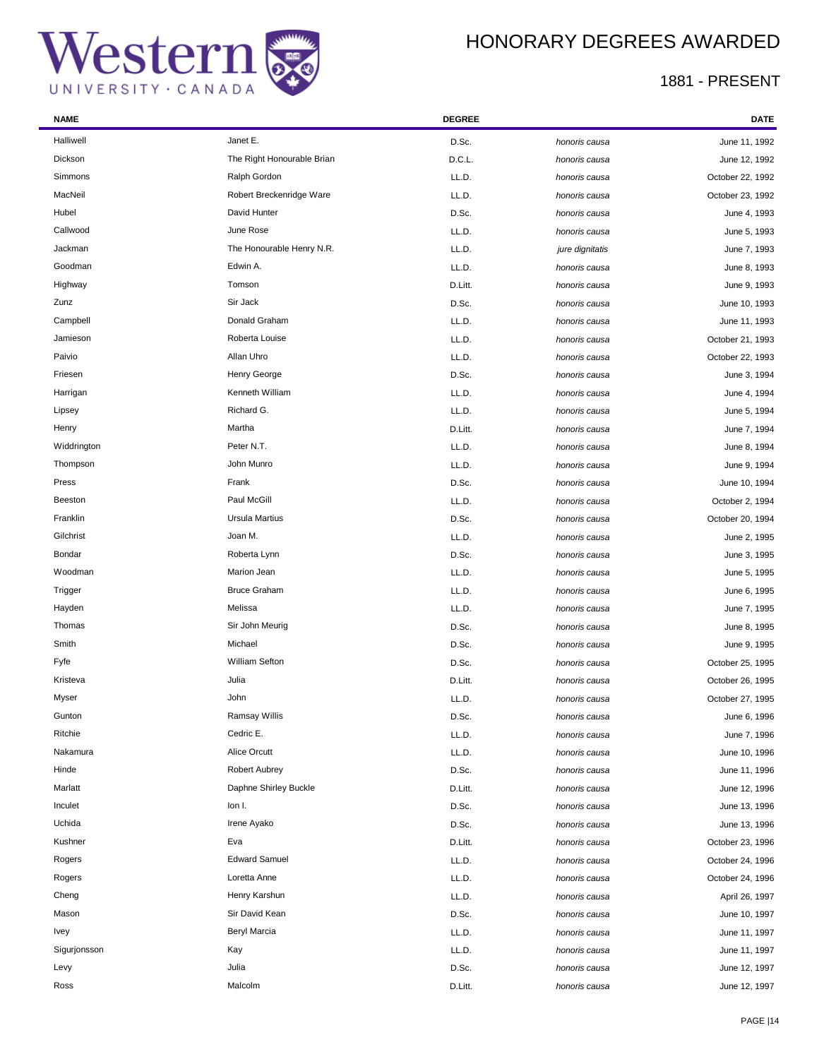# HONORARY DEGREES AWARDED

## 1881 - PRESENT

| NAME | | DEGREE | | DATE |
|---|---|---|---|---|
| Halliwell | Janet E. | D.Sc. | *honoris causa* | June 11, 1992 |
| Dickson | The Right Honourable Brian | D.C.L. | *honoris causa* | June 12, 1992 |
| Simmons | Ralph Gordon | LL.D. | *honoris causa* | October 22, 1992 |
| MacNeil | Robert Breckenridge Ware | LL.D. | *honoris causa* | October 23, 1992 |
| Hubel | David Hunter | D.Sc. | *honoris causa* | June 4, 1993 |
| Callwood | June Rose | LL.D. | *honoris causa* | June 5, 1993 |
| Jackman | The Honourable Henry N.R. | LL.D. | *jure dignitatis* | June 7, 1993 |
| Goodman | Edwin A. | LL.D. | *honoris causa* | June 8, 1993 |
| Highway | Tomson | D.Litt. | *honoris causa* | June 9, 1993 |
| Zunz | Sir Jack | D.Sc. | *honoris causa* | June 10, 1993 |
| Campbell | Donald Graham | LL.D. | *honoris causa* | June 11, 1993 |
| Jamieson | Roberta Louise | LL.D. | *honoris causa* | October 21, 1993 |
| Paivio | Allan Uhro | LL.D. | *honoris causa* | October 22, 1993 |
| Friesen | Henry George | D.Sc. | *honoris causa* | June 3, 1994 |
| Harrigan | Kenneth William | LL.D. | *honoris causa* | June 4, 1994 |
| Lipsey | Richard G. | LL.D. | *honoris causa* | June 5, 1994 |
| Henry | Martha | D.Litt. | *honoris causa* | June 7, 1994 |
| Widdrington | Peter N.T. | LL.D. | *honoris causa* | June 8, 1994 |
| Thompson | John Munro | LL.D. | *honoris causa* | June 9, 1994 |
| Press | Frank | D.Sc. | *honoris causa* | June 10, 1994 |
| Beeston | Paul McGill | LL.D. | *honoris causa* | October 2, 1994 |
| Franklin | Ursula Martius | D.Sc. | *honoris causa* | October 20, 1994 |
| Gilchrist | Joan M. | LL.D. | *honoris causa* | June 2, 1995 |
| Bondar | Roberta Lynn | D.Sc. | *honoris causa* | June 3, 1995 |
| Woodman | Marion Jean | LL.D. | *honoris causa* | June 5, 1995 |
| Trigger | Bruce Graham | LL.D. | *honoris causa* | June 6, 1995 |
| Hayden | Melissa | LL.D. | *honoris causa* | June 7, 1995 |
| Thomas | Sir John Meurig | D.Sc. | *honoris causa* | June 8, 1995 |
| Smith | Michael | D.Sc. | *honoris causa* | June 9, 1995 |
| Fyfe | William Sefton | D.Sc. | *honoris causa* | October 25, 1995 |
| Kristeva | Julia | D.Litt. | *honoris causa* | October 26, 1995 |
| Myser | John | LL.D. | *honoris causa* | October 27, 1995 |
| Gunton | Ramsay Willis | D.Sc. | *honoris causa* | June 6, 1996 |
| Ritchie | Cedric E. | LL.D. | *honoris causa* | June 7, 1996 |
| Nakamura | Alice Orcutt | LL.D. | *honoris causa* | June 10, 1996 |
| Hinde | Robert Aubrey | D.Sc. | *honoris causa* | June 11, 1996 |
| Marlatt | Daphne Shirley Buckle | D.Litt. | *honoris causa* | June 12, 1996 |
| Inculet | Ion I. | D.Sc. | *honoris causa* | June 13, 1996 |
| Uchida | Irene Ayako | D.Sc. | *honoris causa* | June 13, 1996 |
| Kushner | Eva | D.Litt. | *honoris causa* | October 23, 1996 |
| Rogers | Edward Samuel | LL.D. | *honoris causa* | October 24, 1996 |
| Rogers | Loretta Anne | LL.D. | *honoris causa* | October 24, 1996 |
| Cheng | Henry Karshun | LL.D. | *honoris causa* | April 26, 1997 |
| Mason | Sir David Kean | D.Sc. | *honoris causa* | June 10, 1997 |
| Ivey | Beryl Marcia | LL.D. | *honoris causa* | June 11, 1997 |
| Sigurjonsson | Kay | LL.D. | *honoris causa* | June 11, 1997 |
| Levy | Julia | D.Sc. | *honoris causa* | June 12, 1997 |
| Ross | Malcolm | D.Litt. | *honoris causa* | June 12, 1997 |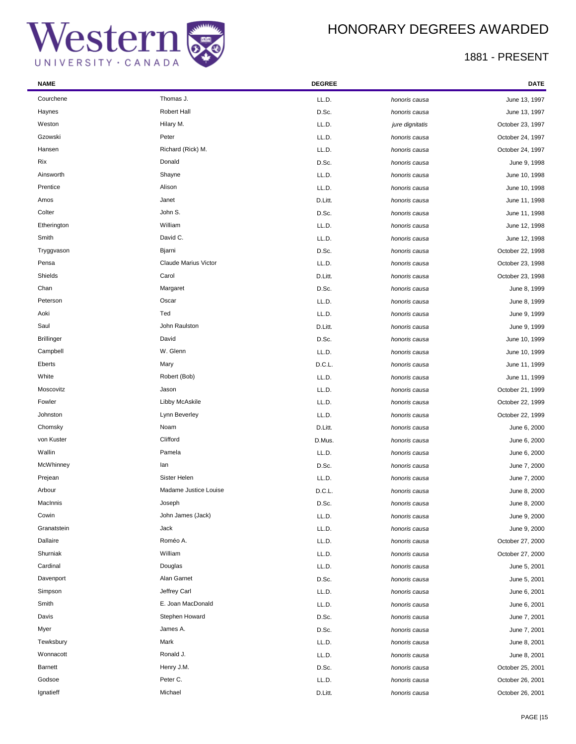# HONORARY DEGREES AWARDED

## 1881 - PRESENT

| NAME | | DEGREE | | DATE |
|---|---|---|---|---|
| Courchene | Thomas J. | LL.D. | *honoris causa* | June 13, 1997 |
| Haynes | Robert Hall | D.Sc. | *honoris causa* | June 13, 1997 |
| Weston | Hilary M. | LL.D. | *jure dignitatis* | October 23, 1997 |
| Gzowski | Peter | LL.D. | *honoris causa* | October 24, 1997 |
| Hansen | Richard (Rick) M. | LL.D. | *honoris causa* | October 24, 1997 |
| Rix | Donald | D.Sc. | *honoris causa* | June 9, 1998 |
| Ainsworth | Shayne | LL.D. | *honoris causa* | June 10, 1998 |
| Prentice | Alison | LL.D. | *honoris causa* | June 10, 1998 |
| Amos | Janet | D.Litt. | *honoris causa* | June 11, 1998 |
| Colter | John S. | D.Sc. | *honoris causa* | June 11, 1998 |
| Etherington | William | LL.D. | *honoris causa* | June 12, 1998 |
| Smith | David C. | LL.D. | *honoris causa* | June 12, 1998 |
| Tryggvason | Bjarni | D.Sc. | *honoris causa* | October 22, 1998 |
| Pensa | Claude Marius Victor | LL.D. | *honoris causa* | October 23, 1998 |
| Shields | Carol | D.Litt. | *honoris causa* | October 23, 1998 |
| Chan | Margaret | D.Sc. | *honoris causa* | June 8, 1999 |
| Peterson | Oscar | LL.D. | *honoris causa* | June 8, 1999 |
| Aoki | Ted | LL.D. | *honoris causa* | June 9, 1999 |
| Saul | John Raulston | D.Litt. | *honoris causa* | June 9, 1999 |
| Brillinger | David | D.Sc. | *honoris causa* | June 10, 1999 |
| Campbell | W. Glenn | LL.D. | *honoris causa* | June 10, 1999 |
| Eberts | Mary | D.C.L. | *honoris causa* | June 11, 1999 |
| White | Robert (Bob) | LL.D. | *honoris causa* | June 11, 1999 |
| Moscovitz | Jason | LL.D. | *honoris causa* | October 21, 1999 |
| Fowler | Libby McAskile | LL.D. | *honoris causa* | October 22, 1999 |
| Johnston | Lynn Beverley | LL.D. | *honoris causa* | October 22, 1999 |
| Chomsky | Noam | D.Litt. | *honoris causa* | June 6, 2000 |
| von Kuster | Clifford | D.Mus. | *honoris causa* | June 6, 2000 |
| Wallin | Pamela | LL.D. | *honoris causa* | June 6, 2000 |
| McWhinney | Ian | D.Sc. | *honoris causa* | June 7, 2000 |
| Prejean | Sister Helen | LL.D. | *honoris causa* | June 7, 2000 |
| Arbour | Madame Justice Louise | D.C.L. | *honoris causa* | June 8, 2000 |
| MacInnis | Joseph | D.Sc. | *honoris causa* | June 8, 2000 |
| Cowin | John James (Jack) | LL.D. | *honoris causa* | June 9, 2000 |
| Granatstein | Jack | LL.D. | *honoris causa* | June 9, 2000 |
| Dallaire | Roméo A. | LL.D. | *honoris causa* | October 27, 2000 |
| Shurniak | William | LL.D. | *honoris causa* | October 27, 2000 |
| Cardinal | Douglas | LL.D. | *honoris causa* | June 5, 2001 |
| Davenport | Alan Garnet | D.Sc. | *honoris causa* | June 5, 2001 |
| Simpson | Jeffrey Carl | LL.D. | *honoris causa* | June 6, 2001 |
| Smith | E. Joan MacDonald | LL.D. | *honoris causa* | June 6, 2001 |
| Davis | Stephen Howard | D.Sc. | *honoris causa* | June 7, 2001 |
| Myer | James A. | D.Sc. | *honoris causa* | June 7, 2001 |
| Tewksbury | Mark | LL.D. | *honoris causa* | June 8, 2001 |
| Wonnacott | Ronald J. | LL.D. | *honoris causa* | June 8, 2001 |
| Barnett | Henry J.M. | D.Sc. | *honoris causa* | October 25, 2001 |
| Godsoe | Peter C. | LL.D. | *honoris causa* | October 26, 2001 |
| Ignatieff | Michael | D.Litt. | *honoris causa* | October 26, 2001 |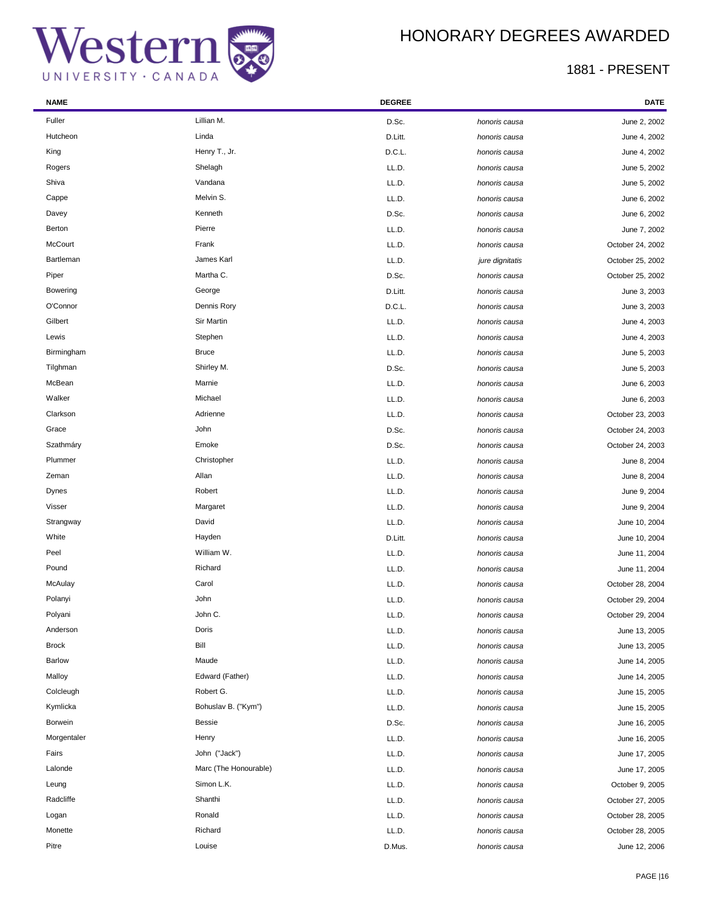# HONORARY DEGREES AWARDED

## 1881 - PRESENT

| NAME | | DEGREE | | DATE |
|---|---|---|---|---|
| Fuller | Lillian M. | D.Sc. | *honoris causa* | June 2, 2002 |
| Hutcheon | Linda | D.Litt. | *honoris causa* | June 4, 2002 |
| King | Henry T., Jr. | D.C.L. | *honoris causa* | June 4, 2002 |
| Rogers | Shelagh | LL.D. | *honoris causa* | June 5, 2002 |
| Shiva | Vandana | LL.D. | *honoris causa* | June 5, 2002 |
| Cappe | Melvin S. | LL.D. | *honoris causa* | June 6, 2002 |
| Davey | Kenneth | D.Sc. | *honoris causa* | June 6, 2002 |
| Berton | Pierre | LL.D. | *honoris causa* | June 7, 2002 |
| McCourt | Frank | LL.D. | *honoris causa* | October 24, 2002 |
| Bartleman | James Karl | LL.D. | *jure dignitatis* | October 25, 2002 |
| Piper | Martha C. | D.Sc. | *honoris causa* | October 25, 2002 |
| Bowering | George | D.Litt. | *honoris causa* | June 3, 2003 |
| O'Connor | Dennis Rory | D.C.L. | *honoris causa* | June 3, 2003 |
| Gilbert | Sir Martin | LL.D. | *honoris causa* | June 4, 2003 |
| Lewis | Stephen | LL.D. | *honoris causa* | June 4, 2003 |
| Birmingham | Bruce | LL.D. | *honoris causa* | June 5, 2003 |
| Tilghman | Shirley M. | D.Sc. | *honoris causa* | June 5, 2003 |
| McBean | Marnie | LL.D. | *honoris causa* | June 6, 2003 |
| Walker | Michael | LL.D. | *honoris causa* | June 6, 2003 |
| Clarkson | Adrienne | LL.D. | *honoris causa* | October 23, 2003 |
| Grace | John | D.Sc. | *honoris causa* | October 24, 2003 |
| Szathmáry | Emoke | D.Sc. | *honoris causa* | October 24, 2003 |
| Plummer | Christopher | LL.D. | *honoris causa* | June 8, 2004 |
| Zeman | Allan | LL.D. | *honoris causa* | June 8, 2004 |
| Dynes | Robert | LL.D. | *honoris causa* | June 9, 2004 |
| Visser | Margaret | LL.D. | *honoris causa* | June 9, 2004 |
| Strangway | David | LL.D. | *honoris causa* | June 10, 2004 |
| White | Hayden | D.Litt. | *honoris causa* | June 10, 2004 |
| Peel | William W. | LL.D. | *honoris causa* | June 11, 2004 |
| Pound | Richard | LL.D. | *honoris causa* | June 11, 2004 |
| McAulay | Carol | LL.D. | *honoris causa* | October 28, 2004 |
| Polanyi | John | LL.D. | *honoris causa* | October 29, 2004 |
| Polyani | John C. | LL.D. | *honoris causa* | October 29, 2004 |
| Anderson | Doris | LL.D. | *honoris causa* | June 13, 2005 |
| Brock | Bill | LL.D. | *honoris causa* | June 13, 2005 |
| Barlow | Maude | LL.D. | *honoris causa* | June 14, 2005 |
| Malloy | Edward (Father) | LL.D. | *honoris causa* | June 14, 2005 |
| Colcleugh | Robert G. | LL.D. | *honoris causa* | June 15, 2005 |
| Kymlicka | Bohuslav B. ("Kym") | LL.D. | *honoris causa* | June 15, 2005 |
| Borwein | Bessie | D.Sc. | *honoris causa* | June 16, 2005 |
| Morgentaler | Henry | LL.D. | *honoris causa* | June 16, 2005 |
| Fairs | John ("Jack") | LL.D. | *honoris causa* | June 17, 2005 |
| Lalonde | Marc (The Honourable) | LL.D. | *honoris causa* | June 17, 2005 |
| Leung | Simon L.K. | LL.D. | *honoris causa* | October 9, 2005 |
| Radcliffe | Shanthi | LL.D. | *honoris causa* | October 27, 2005 |
| Logan | Ronald | LL.D. | *honoris causa* | October 28, 2005 |
| Monette | Richard | LL.D. | *honoris causa* | October 28, 2005 |
| Pitre | Louise | D.Mus. | *honoris causa* | June 12, 2006 |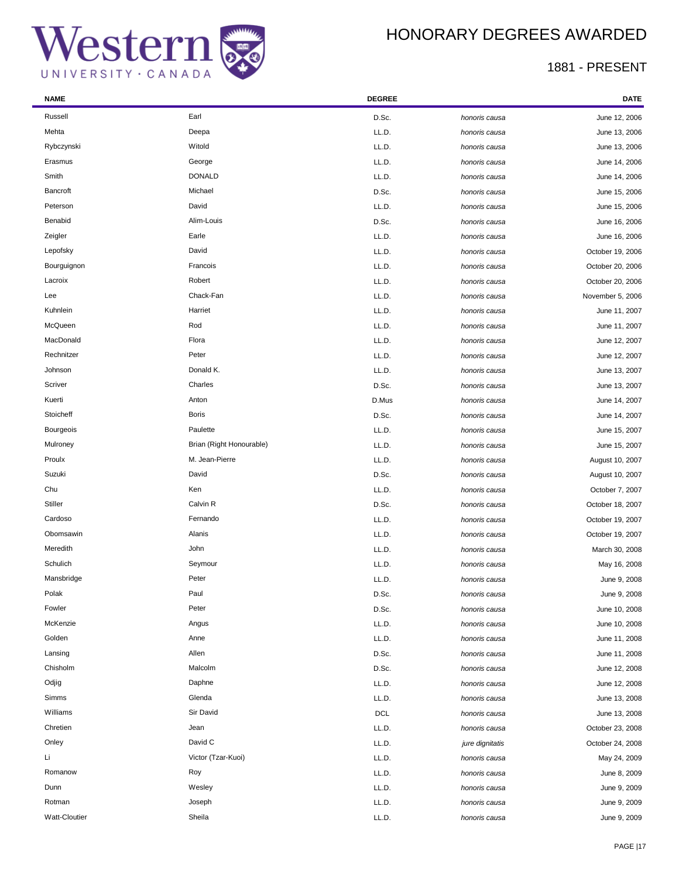# HONORARY DEGREES AWARDED

## 1881 - PRESENT

| NAME | | DEGREE | | DATE |
|---|---|---|---|---|
| Russell | Earl | D.Sc. | *honoris causa* | June 12, 2006 |
| Mehta | Deepa | LL.D. | *honoris causa* | June 13, 2006 |
| Rybczynski | Witold | LL.D. | *honoris causa* | June 13, 2006 |
| Erasmus | George | LL.D. | *honoris causa* | June 14, 2006 |
| Smith | DONALD | LL.D. | *honoris causa* | June 14, 2006 |
| Bancroft | Michael | D.Sc. | *honoris causa* | June 15, 2006 |
| Peterson | David | LL.D. | *honoris causa* | June 15, 2006 |
| Benabid | Alim-Louis | D.Sc. | *honoris causa* | June 16, 2006 |
| Zeigler | Earle | LL.D. | *honoris causa* | June 16, 2006 |
| Lepofsky | David | LL.D. | *honoris causa* | October 19, 2006 |
| Bourguignon | Francois | LL.D. | *honoris causa* | October 20, 2006 |
| Lacroix | Robert | LL.D. | *honoris causa* | October 20, 2006 |
| Lee | Chack-Fan | LL.D. | *honoris causa* | November 5, 2006 |
| Kuhnlein | Harriet | LL.D. | *honoris causa* | June 11, 2007 |
| McQueen | Rod | LL.D. | *honoris causa* | June 11, 2007 |
| MacDonald | Flora | LL.D. | *honoris causa* | June 12, 2007 |
| Rechnitzer | Peter | LL.D. | *honoris causa* | June 12, 2007 |
| Johnson | Donald K. | LL.D. | *honoris causa* | June 13, 2007 |
| Scriver | Charles | D.Sc. | *honoris causa* | June 13, 2007 |
| Kuerti | Anton | D.Mus | *honoris causa* | June 14, 2007 |
| Stoicheff | Boris | D.Sc. | *honoris causa* | June 14, 2007 |
| Bourgeois | Paulette | LL.D. | *honoris causa* | June 15, 2007 |
| Mulroney | Brian (Right Honourable) | LL.D. | *honoris causa* | June 15, 2007 |
| Proulx | M. Jean-Pierre | LL.D. | *honoris causa* | August 10, 2007 |
| Suzuki | David | D.Sc. | *honoris causa* | August 10, 2007 |
| Chu | Ken | LL.D. | *honoris causa* | October 7, 2007 |
| Stiller | Calvin R | D.Sc. | *honoris causa* | October 18, 2007 |
| Cardoso | Fernando | LL.D. | *honoris causa* | October 19, 2007 |
| Obomsawin | Alanis | LL.D. | *honoris causa* | October 19, 2007 |
| Meredith | John | LL.D. | *honoris causa* | March 30, 2008 |
| Schulich | Seymour | LL.D. | *honoris causa* | May 16, 2008 |
| Mansbridge | Peter | LL.D. | *honoris causa* | June 9, 2008 |
| Polak | Paul | D.Sc. | *honoris causa* | June 9, 2008 |
| Fowler | Peter | D.Sc. | *honoris causa* | June 10, 2008 |
| McKenzie | Angus | LL.D. | *honoris causa* | June 10, 2008 |
| Golden | Anne | LL.D. | *honoris causa* | June 11, 2008 |
| Lansing | Allen | D.Sc. | *honoris causa* | June 11, 2008 |
| Chisholm | Malcolm | D.Sc. | *honoris causa* | June 12, 2008 |
| Odjig | Daphne | LL.D. | *honoris causa* | June 12, 2008 |
| Simms | Glenda | LL.D. | *honoris causa* | June 13, 2008 |
| Williams | Sir David | DCL | *honoris causa* | June 13, 2008 |
| Chretien | Jean | LL.D. | *honoris causa* | October 23, 2008 |
| Onley | David C | LL.D. | *jure dignitatis* | October 24, 2008 |
| Li | Victor (Tzar-Kuoi) | LL.D. | *honoris causa* | May 24, 2009 |
| Romanow | Roy | LL.D. | *honoris causa* | June 8, 2009 |
| Dunn | Wesley | LL.D. | *honoris causa* | June 9, 2009 |
| Rotman | Joseph | LL.D. | *honoris causa* | June 9, 2009 |
| Watt-Cloutier | Sheila | LL.D. | *honoris causa* | June 9, 2009 |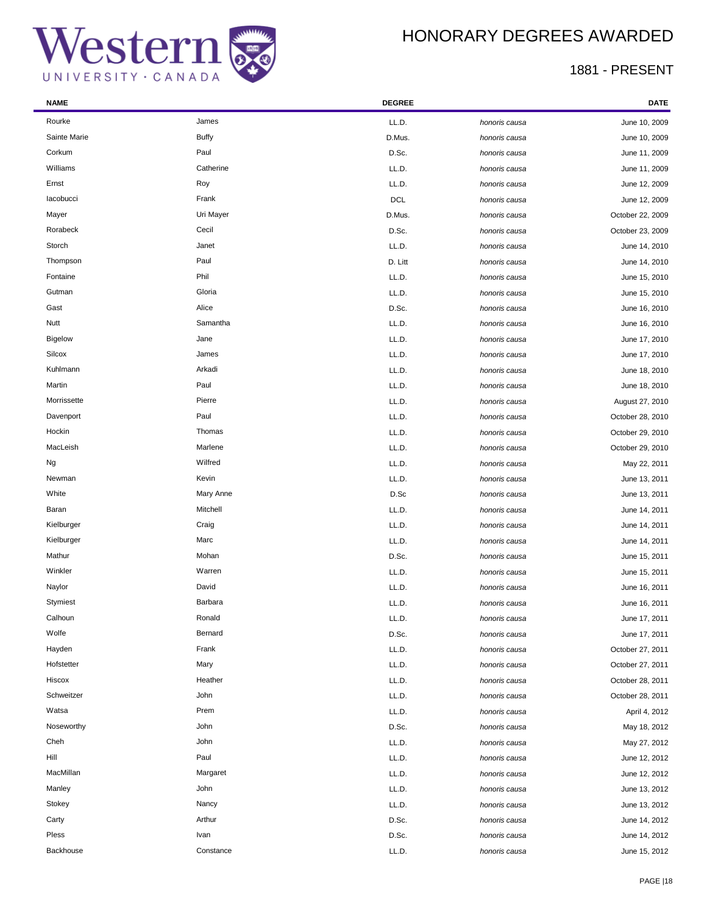# HONORARY DEGREES AWARDED

## 1881 - PRESENT

| NAME | | DEGREE | | DATE |
|---|---|---|---|---|
| Rourke | James | LL.D. | *honoris causa* | June 10, 2009 |
| Sainte Marie | Buffy | D.Mus. | *honoris causa* | June 10, 2009 |
| Corkum | Paul | D.Sc. | *honoris causa* | June 11, 2009 |
| Williams | Catherine | LL.D. | *honoris causa* | June 11, 2009 |
| Ernst | Roy | LL.D. | *honoris causa* | June 12, 2009 |
| Iacobucci | Frank | DCL | *honoris causa* | June 12, 2009 |
| Mayer | Uri Mayer | D.Mus. | *honoris causa* | October 22, 2009 |
| Rorabeck | Cecil | D.Sc. | *honoris causa* | October 23, 2009 |
| Storch | Janet | LL.D. | *honoris causa* | June 14, 2010 |
| Thompson | Paul | D. Litt | *honoris causa* | June 14, 2010 |
| Fontaine | Phil | LL.D. | *honoris causa* | June 15, 2010 |
| Gutman | Gloria | LL.D. | *honoris causa* | June 15, 2010 |
| Gast | Alice | D.Sc. | *honoris causa* | June 16, 2010 |
| Nutt | Samantha | LL.D. | *honoris causa* | June 16, 2010 |
| Bigelow | Jane | LL.D. | *honoris causa* | June 17, 2010 |
| Silcox | James | LL.D. | *honoris causa* | June 17, 2010 |
| Kuhlmann | Arkadi | LL.D. | *honoris causa* | June 18, 2010 |
| Martin | Paul | LL.D. | *honoris causa* | June 18, 2010 |
| Morrissette | Pierre | LL.D. | *honoris causa* | August 27, 2010 |
| Davenport | Paul | LL.D. | *honoris causa* | October 28, 2010 |
| Hockin | Thomas | LL.D. | *honoris causa* | October 29, 2010 |
| MacLeish | Marlene | LL.D. | *honoris causa* | October 29, 2010 |
| Ng | Wilfred | LL.D. | *honoris causa* | May 22, 2011 |
| Newman | Kevin | LL.D. | *honoris causa* | June 13, 2011 |
| White | Mary Anne | D.Sc | *honoris causa* | June 13, 2011 |
| Baran | Mitchell | LL.D. | *honoris causa* | June 14, 2011 |
| Kielburger | Craig | LL.D. | *honoris causa* | June 14, 2011 |
| Kielburger | Marc | LL.D. | *honoris causa* | June 14, 2011 |
| Mathur | Mohan | D.Sc. | *honoris causa* | June 15, 2011 |
| Winkler | Warren | LL.D. | *honoris causa* | June 15, 2011 |
| Naylor | David | LL.D. | *honoris causa* | June 16, 2011 |
| Stymiest | Barbara | LL.D. | *honoris causa* | June 16, 2011 |
| Calhoun | Ronald | LL.D. | *honoris causa* | June 17, 2011 |
| Wolfe | Bernard | D.Sc. | *honoris causa* | June 17, 2011 |
| Hayden | Frank | LL.D. | *honoris causa* | October 27, 2011 |
| Hofstetter | Mary | LL.D. | *honoris causa* | October 27, 2011 |
| Hiscox | Heather | LL.D. | *honoris causa* | October 28, 2011 |
| Schweitzer | John | LL.D. | *honoris causa* | October 28, 2011 |
| Watsa | Prem | LL.D. | *honoris causa* | April 4, 2012 |
| Noseworthy | John | D.Sc. | *honoris causa* | May 18, 2012 |
| Cheh | John | LL.D. | *honoris causa* | May 27, 2012 |
| Hill | Paul | LL.D. | *honoris causa* | June 12, 2012 |
| MacMillan | Margaret | LL.D. | *honoris causa* | June 12, 2012 |
| Manley | John | LL.D. | *honoris causa* | June 13, 2012 |
| Stokey | Nancy | LL.D. | *honoris causa* | June 13, 2012 |
| Carty | Arthur | D.Sc. | *honoris causa* | June 14, 2012 |
| Pless | Ivan | D.Sc. | *honoris causa* | June 14, 2012 |
| Backhouse | Constance | LL.D. | *honoris causa* | June 15, 2012 |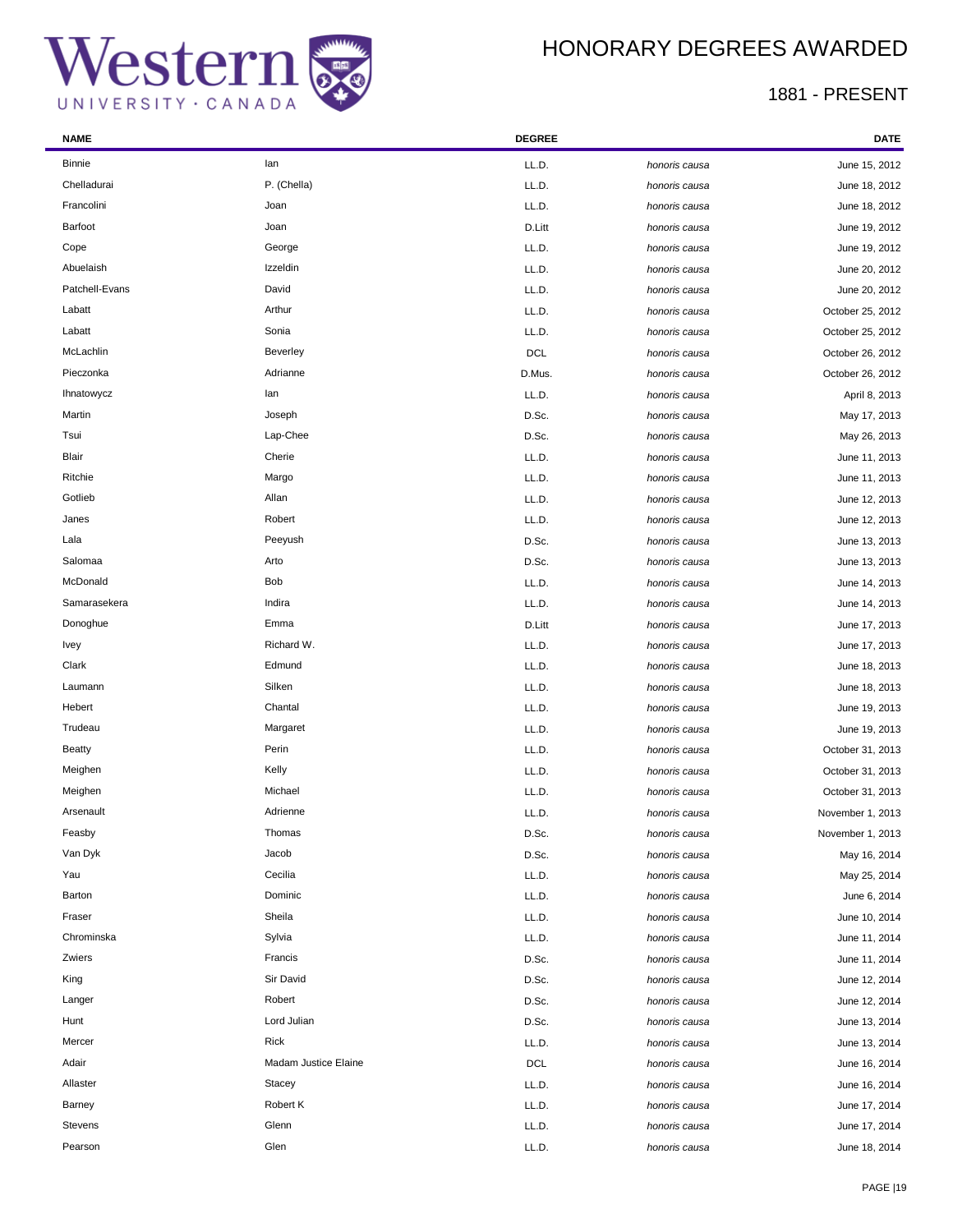# HONORARY DEGREES AWARDED

## 1881 - PRESENT

| NAME | | DEGREE | | DATE |
|---|---|---|---|---|
| Binnie | Ian | LL.D. | *honoris causa* | June 15, 2012 |
| Chelladurai | P. (Chella) | LL.D. | *honoris causa* | June 18, 2012 |
| Francolini | Joan | LL.D. | *honoris causa* | June 18, 2012 |
| Barfoot | Joan | D.Litt | *honoris causa* | June 19, 2012 |
| Cope | George | LL.D. | *honoris causa* | June 19, 2012 |
| Abuelaish | Izzeldin | LL.D. | *honoris causa* | June 20, 2012 |
| Patchell-Evans | David | LL.D. | *honoris causa* | June 20, 2012 |
| Labatt | Arthur | LL.D. | *honoris causa* | October 25, 2012 |
| Labatt | Sonia | LL.D. | *honoris causa* | October 25, 2012 |
| McLachlin | Beverley | DCL | *honoris causa* | October 26, 2012 |
| Pieczonka | Adrianne | D.Mus. | *honoris causa* | October 26, 2012 |
| Ihnatowycz | Ian | LL.D. | *honoris causa* | April 8, 2013 |
| Martin | Joseph | D.Sc. | *honoris causa* | May 17, 2013 |
| Tsui | Lap-Chee | D.Sc. | *honoris causa* | May 26, 2013 |
| Blair | Cherie | LL.D. | *honoris causa* | June 11, 2013 |
| Ritchie | Margo | LL.D. | *honoris causa* | June 11, 2013 |
| Gotlieb | Allan | LL.D. | *honoris causa* | June 12, 2013 |
| Janes | Robert | LL.D. | *honoris causa* | June 12, 2013 |
| Lala | Peeyush | D.Sc. | *honoris causa* | June 13, 2013 |
| Salomaa | Arto | D.Sc. | *honoris causa* | June 13, 2013 |
| McDonald | Bob | LL.D. | *honoris causa* | June 14, 2013 |
| Samarasekera | Indira | LL.D. | *honoris causa* | June 14, 2013 |
| Donoghue | Emma | D.Litt | *honoris causa* | June 17, 2013 |
| Ivey | Richard W. | LL.D. | *honoris causa* | June 17, 2013 |
| Clark | Edmund | LL.D. | *honoris causa* | June 18, 2013 |
| Laumann | Silken | LL.D. | *honoris causa* | June 18, 2013 |
| Hebert | Chantal | LL.D. | *honoris causa* | June 19, 2013 |
| Trudeau | Margaret | LL.D. | *honoris causa* | June 19, 2013 |
| Beatty | Perin | LL.D. | *honoris causa* | October 31, 2013 |
| Meighen | Kelly | LL.D. | *honoris causa* | October 31, 2013 |
| Meighen | Michael | LL.D. | *honoris causa* | October 31, 2013 |
| Arsenault | Adrienne | LL.D. | *honoris causa* | November 1, 2013 |
| Feasby | Thomas | D.Sc. | *honoris causa* | November 1, 2013 |
| Van Dyk | Jacob | D.Sc. | *honoris causa* | May 16, 2014 |
| Yau | Cecilia | LL.D. | *honoris causa* | May 25, 2014 |
| Barton | Dominic | LL.D. | *honoris causa* | June 6, 2014 |
| Fraser | Sheila | LL.D. | *honoris causa* | June 10, 2014 |
| Chrominska | Sylvia | LL.D. | *honoris causa* | June 11, 2014 |
| Zwiers | Francis | D.Sc. | *honoris causa* | June 11, 2014 |
| King | Sir David | D.Sc. | *honoris causa* | June 12, 2014 |
| Langer | Robert | D.Sc. | *honoris causa* | June 12, 2014 |
| Hunt | Lord Julian | D.Sc. | *honoris causa* | June 13, 2014 |
| Mercer | Rick | LL.D. | *honoris causa* | June 13, 2014 |
| Adair | Madam Justice Elaine | DCL | *honoris causa* | June 16, 2014 |
| Allaster | Stacey | LL.D. | *honoris causa* | June 16, 2014 |
| Barney | Robert K | LL.D. | *honoris causa* | June 17, 2014 |
| Stevens | Glenn | LL.D. | *honoris causa* | June 17, 2014 |
| Pearson | Glen | LL.D. | *honoris causa* | June 18, 2014 |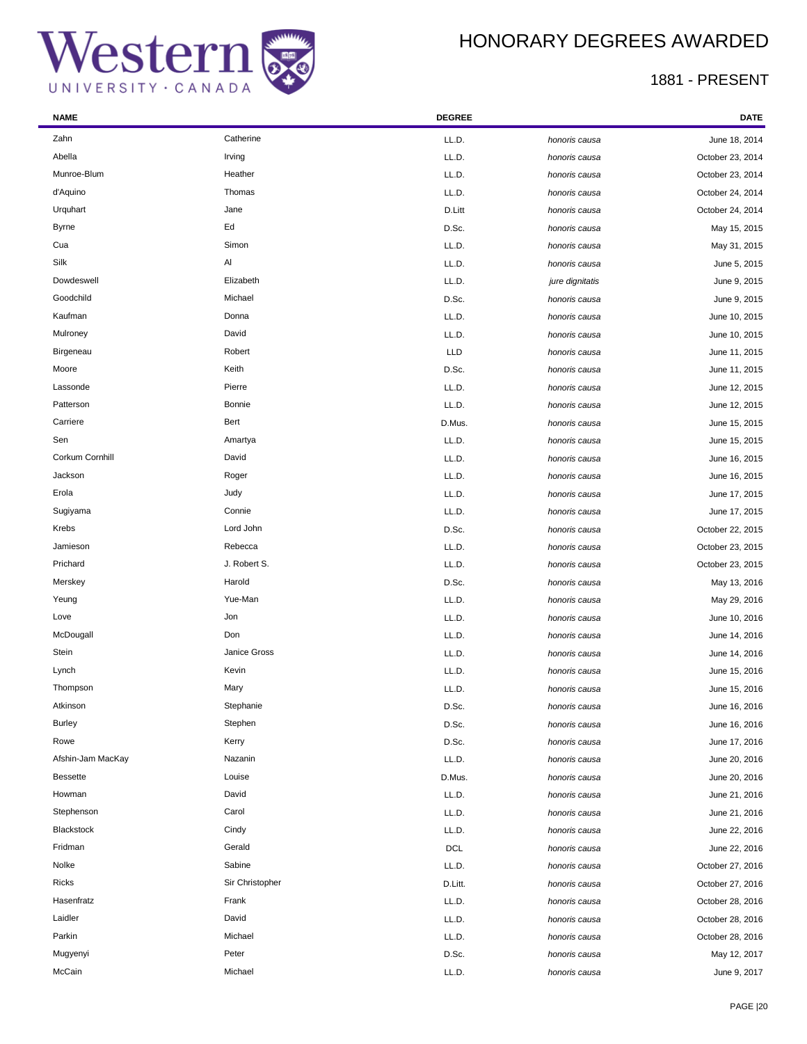# HONORARY DEGREES AWARDED

## 1881 - PRESENT

| NAME | | DEGREE | | DATE |
|---|---|---|---|---|
| Zahn | Catherine | LL.D. | *honoris causa* | June 18, 2014 |
| Abella | Irving | LL.D. | *honoris causa* | October 23, 2014 |
| Munroe-Blum | Heather | LL.D. | *honoris causa* | October 23, 2014 |
| d'Aquino | Thomas | LL.D. | *honoris causa* | October 24, 2014 |
| Urquhart | Jane | D.Litt | *honoris causa* | October 24, 2014 |
| Byrne | Ed | D.Sc. | *honoris causa* | May 15, 2015 |
| Cua | Simon | LL.D. | *honoris causa* | May 31, 2015 |
| Silk | Al | LL.D. | *honoris causa* | June 5, 2015 |
| Dowdeswell | Elizabeth | LL.D. | *jure dignitatis* | June 9, 2015 |
| Goodchild | Michael | D.Sc. | *honoris causa* | June 9, 2015 |
| Kaufman | Donna | LL.D. | *honoris causa* | June 10, 2015 |
| Mulroney | David | LL.D. | *honoris causa* | June 10, 2015 |
| Birgeneau | Robert | LLD | *honoris causa* | June 11, 2015 |
| Moore | Keith | D.Sc. | *honoris causa* | June 11, 2015 |
| Lassonde | Pierre | LL.D. | *honoris causa* | June 12, 2015 |
| Patterson | Bonnie | LL.D. | *honoris causa* | June 12, 2015 |
| Carriere | Bert | D.Mus. | *honoris causa* | June 15, 2015 |
| Sen | Amartya | LL.D. | *honoris causa* | June 15, 2015 |
| Corkum Cornhill | David | LL.D. | *honoris causa* | June 16, 2015 |
| Jackson | Roger | LL.D. | *honoris causa* | June 16, 2015 |
| Erola | Judy | LL.D. | *honoris causa* | June 17, 2015 |
| Sugiyama | Connie | LL.D. | *honoris causa* | June 17, 2015 |
| Krebs | Lord John | D.Sc. | *honoris causa* | October 22, 2015 |
| Jamieson | Rebecca | LL.D. | *honoris causa* | October 23, 2015 |
| Prichard | J. Robert S. | LL.D. | *honoris causa* | October 23, 2015 |
| Merskey | Harold | D.Sc. | *honoris causa* | May 13, 2016 |
| Yeung | Yue-Man | LL.D. | *honoris causa* | May 29, 2016 |
| Love | Jon | LL.D. | *honoris causa* | June 10, 2016 |
| McDougall | Don | LL.D. | *honoris causa* | June 14, 2016 |
| Stein | Janice Gross | LL.D. | *honoris causa* | June 14, 2016 |
| Lynch | Kevin | LL.D. | *honoris causa* | June 15, 2016 |
| Thompson | Mary | LL.D. | *honoris causa* | June 15, 2016 |
| Atkinson | Stephanie | D.Sc. | *honoris causa* | June 16, 2016 |
| Burley | Stephen | D.Sc. | *honoris causa* | June 16, 2016 |
| Rowe | Kerry | D.Sc. | *honoris causa* | June 17, 2016 |
| Afshin-Jam MacKay | Nazanin | LL.D. | *honoris causa* | June 20, 2016 |
| Bessette | Louise | D.Mus. | *honoris causa* | June 20, 2016 |
| Howman | David | LL.D. | *honoris causa* | June 21, 2016 |
| Stephenson | Carol | LL.D. | *honoris causa* | June 21, 2016 |
| Blackstock | Cindy | LL.D. | *honoris causa* | June 22, 2016 |
| Fridman | Gerald | DCL | *honoris causa* | June 22, 2016 |
| Nolke | Sabine | LL.D. | *honoris causa* | October 27, 2016 |
| Ricks | Sir Christopher | D.Litt. | *honoris causa* | October 27, 2016 |
| Hasenfratz | Frank | LL.D. | *honoris causa* | October 28, 2016 |
| Laidler | David | LL.D. | *honoris causa* | October 28, 2016 |
| Parkin | Michael | LL.D. | *honoris causa* | October 28, 2016 |
| Mugyenyi | Peter | D.Sc. | *honoris causa* | May 12, 2017 |
| McCain | Michael | LL.D. | *honoris causa* | June 9, 2017 |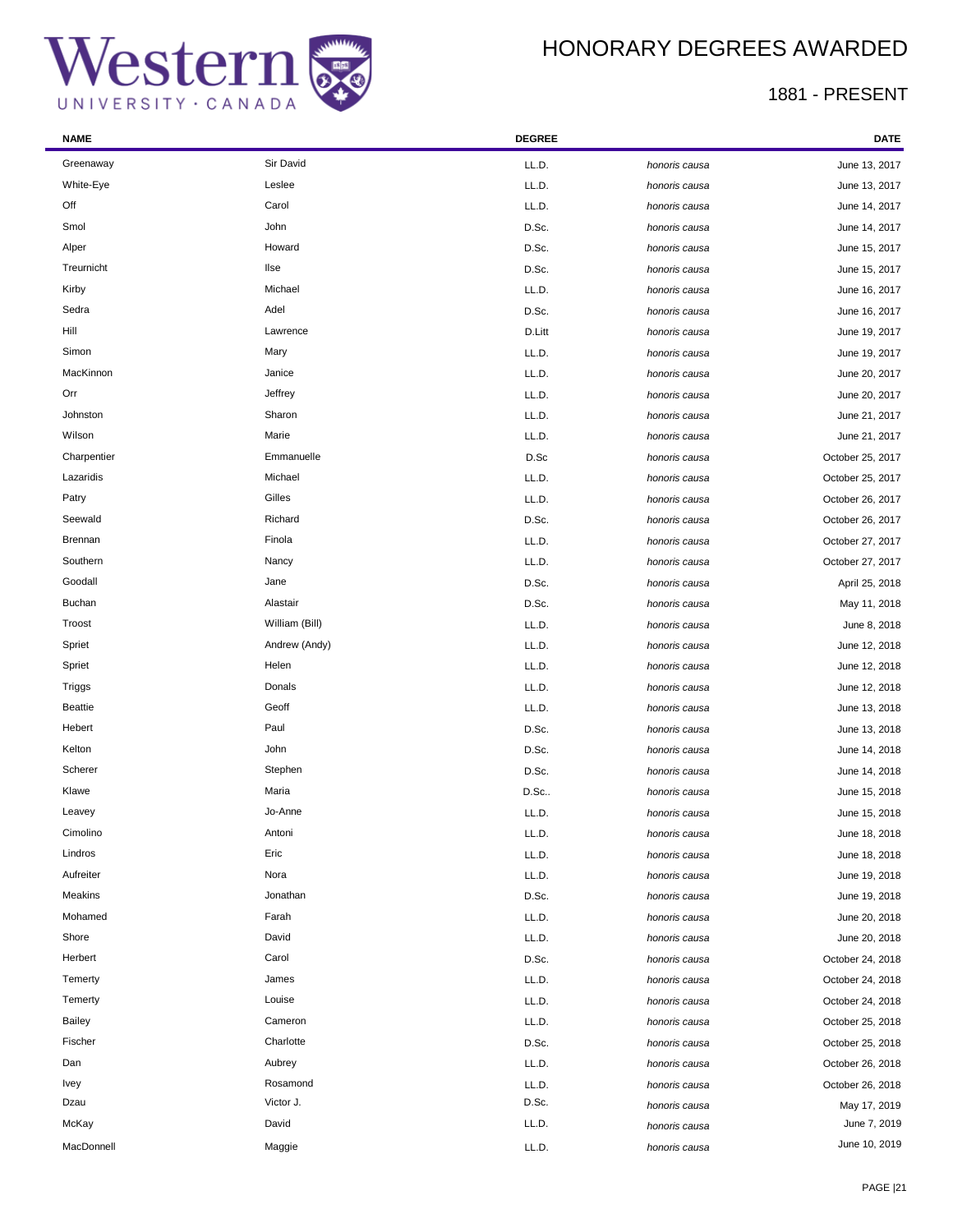# HONORARY DEGREES AWARDED

## 1881 - PRESENT

| NAME | | DEGREE | | DATE |
|---|---|---|---|---|
| Greenaway | Sir David | LL.D. | *honoris causa* | June 13, 2017 |
| White-Eye | Leslee | LL.D. | *honoris causa* | June 13, 2017 |
| Off | Carol | LL.D. | *honoris causa* | June 14, 2017 |
| Smol | John | D.Sc. | *honoris causa* | June 14, 2017 |
| Alper | Howard | D.Sc. | *honoris causa* | June 15, 2017 |
| Treurnicht | Ilse | D.Sc. | *honoris causa* | June 15, 2017 |
| Kirby | Michael | LL.D. | *honoris causa* | June 16, 2017 |
| Sedra | Adel | D.Sc. | *honoris causa* | June 16, 2017 |
| Hill | Lawrence | D.Litt | *honoris causa* | June 19, 2017 |
| Simon | Mary | LL.D. | *honoris causa* | June 19, 2017 |
| MacKinnon | Janice | LL.D. | *honoris causa* | June 20, 2017 |
| Orr | Jeffrey | LL.D. | *honoris causa* | June 20, 2017 |
| Johnston | Sharon | LL.D. | *honoris causa* | June 21, 2017 |
| Wilson | Marie | LL.D. | *honoris causa* | June 21, 2017 |
| Charpentier | Emmanuelle | D.Sc | *honoris causa* | October 25, 2017 |
| Lazaridis | Michael | LL.D. | *honoris causa* | October 25, 2017 |
| Patry | Gilles | LL.D. | *honoris causa* | October 26, 2017 |
| Seewald | Richard | D.Sc. | *honoris causa* | October 26, 2017 |
| Brennan | Finola | LL.D. | *honoris causa* | October 27, 2017 |
| Southern | Nancy | LL.D. | *honoris causa* | October 27, 2017 |
| Goodall | Jane | D.Sc. | *honoris causa* | April 25, 2018 |
| Buchan | Alastair | D.Sc. | *honoris causa* | May 11, 2018 |
| Troost | William (Bill) | LL.D. | *honoris causa* | June 8, 2018 |
| Spriet | Andrew (Andy) | LL.D. | *honoris causa* | June 12, 2018 |
| Spriet | Helen | LL.D. | *honoris causa* | June 12, 2018 |
| Triggs | Donals | LL.D. | *honoris causa* | June 12, 2018 |
| Beattie | Geoff | LL.D. | *honoris causa* | June 13, 2018 |
| Hebert | Paul | D.Sc. | *honoris causa* | June 13, 2018 |
| Kelton | John | D.Sc. | *honoris causa* | June 14, 2018 |
| Scherer | Stephen | D.Sc. | *honoris causa* | June 14, 2018 |
| Klawe | Maria | D.Sc.. | *honoris causa* | June 15, 2018 |
| Leavey | Jo-Anne | LL.D. | *honoris causa* | June 15, 2018 |
| Cimolino | Antoni | LL.D. | *honoris causa* | June 18, 2018 |
| Lindros | Eric | LL.D. | *honoris causa* | June 18, 2018 |
| Aufreiter | Nora | LL.D. | *honoris causa* | June 19, 2018 |
| Meakins | Jonathan | D.Sc. | *honoris causa* | June 19, 2018 |
| Mohamed | Farah | LL.D. | *honoris causa* | June 20, 2018 |
| Shore | David | LL.D. | *honoris causa* | June 20, 2018 |
| Herbert | Carol | D.Sc. | *honoris causa* | October 24, 2018 |
| Temerty | James | LL.D. | *honoris causa* | October 24, 2018 |
| Temerty | Louise | LL.D. | *honoris causa* | October 24, 2018 |
| Bailey | Cameron | LL.D. | *honoris causa* | October 25, 2018 |
| Fischer | Charlotte | D.Sc. | *honoris causa* | October 25, 2018 |
| Dan | Aubrey | LL.D. | *honoris causa* | October 26, 2018 |
| Ivey | Rosamond | LL.D. | *honoris causa* | October 26, 2018 |
| Dzau | Victor J. | D.Sc. | *honoris causa* | May 17, 2019 |
| McKay | David | LL.D. | *honoris causa* | June 7, 2019 |
| MacDonnell | Maggie | LL.D. | *honoris causa* | June 10, 2019 |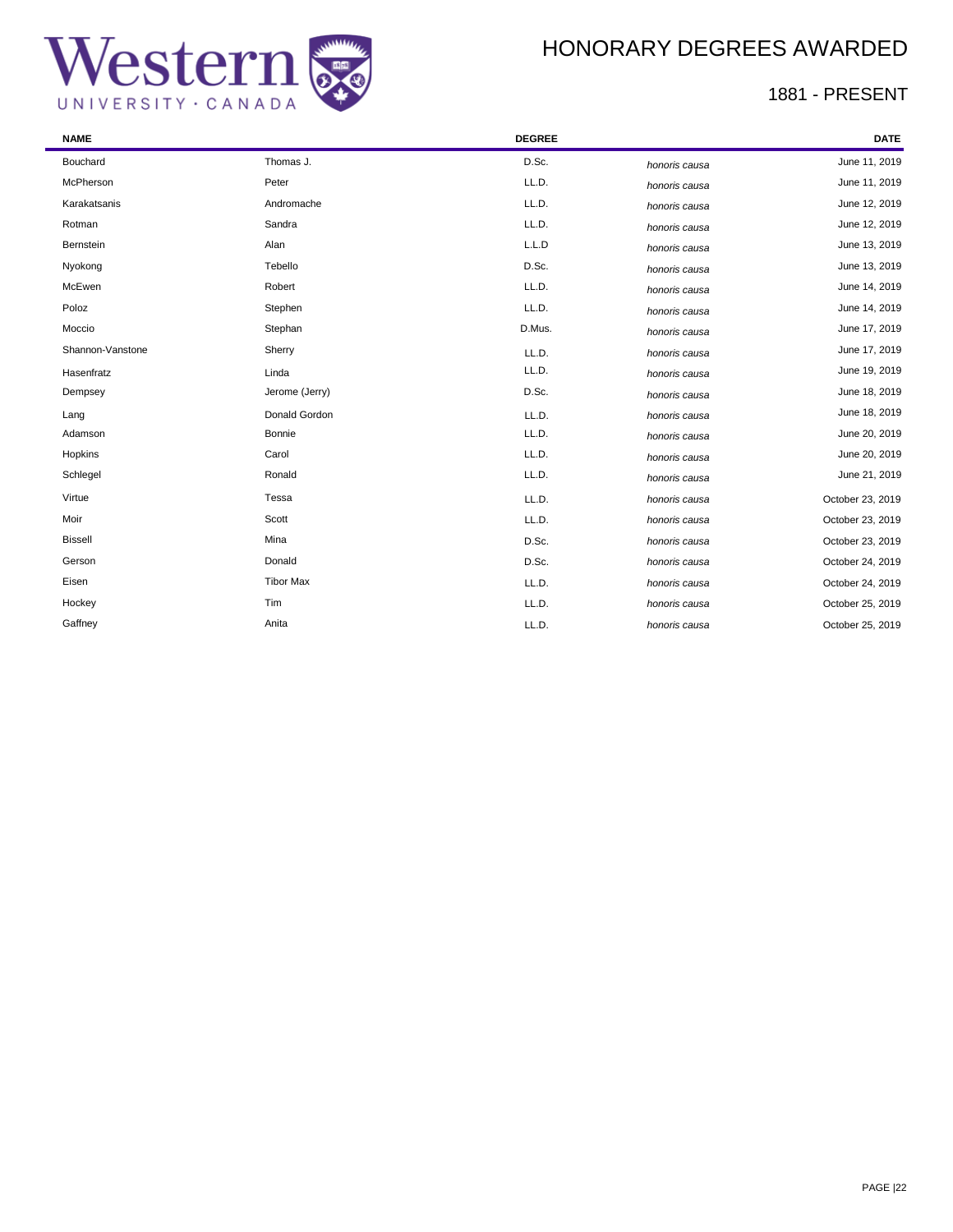Western UNIVERSITY · CANADA

# HONORARY DEGREES AWARDED

## 1881 - PRESENT

| NAME | | DEGREE | | DATE |
|---|---|---|---|---|
| Bouchard | Thomas J. | D.Sc. | *honoris causa* | June 11, 2019 |
| McPherson | Peter | LL.D. | *honoris causa* | June 11, 2019 |
| Karakatsanis | Andromache | LL.D. | *honoris causa* | June 12, 2019 |
| Rotman | Sandra | LL.D. | *honoris causa* | June 12, 2019 |
| Bernstein | Alan | L.L.D | *honoris causa* | June 13, 2019 |
| Nyokong | Tebello | D.Sc. | *honoris causa* | June 13, 2019 |
| McEwen | Robert | LL.D. | *honoris causa* | June 14, 2019 |
| Poloz | Stephen | LL.D. | *honoris causa* | June 14, 2019 |
| Moccio | Stephan | D.Mus. | *honoris causa* | June 17, 2019 |
| Shannon-Vanstone | Sherry | LL.D. | *honoris causa* | June 17, 2019 |
| Hasenfratz | Linda | LL.D. | *honoris causa* | June 19, 2019 |
| Dempsey | Jerome (Jerry) | D.Sc. | *honoris causa* | June 18, 2019 |
| Lang | Donald Gordon | LL.D. | *honoris causa* | June 18, 2019 |
| Adamson | Bonnie | LL.D. | *honoris causa* | June 20, 2019 |
| Hopkins | Carol | LL.D. | *honoris causa* | June 20, 2019 |
| Schlegel | Ronald | LL.D. | *honoris causa* | June 21, 2019 |
| Virtue | Tessa | LL.D. | *honoris causa* | October 23, 2019 |
| Moir | Scott | LL.D. | *honoris causa* | October 23, 2019 |
| Bissell | Mina | D.Sc. | *honoris causa* | October 23, 2019 |
| Gerson | Donald | D.Sc. | *honoris causa* | October 24, 2019 |
| Eisen | Tibor Max | LL.D. | *honoris causa* | October 24, 2019 |
| Hockey | Tim | LL.D. | *honoris causa* | October 25, 2019 |
| Gaffney | Anita | LL.D. | *honoris causa* | October 25, 2019 |